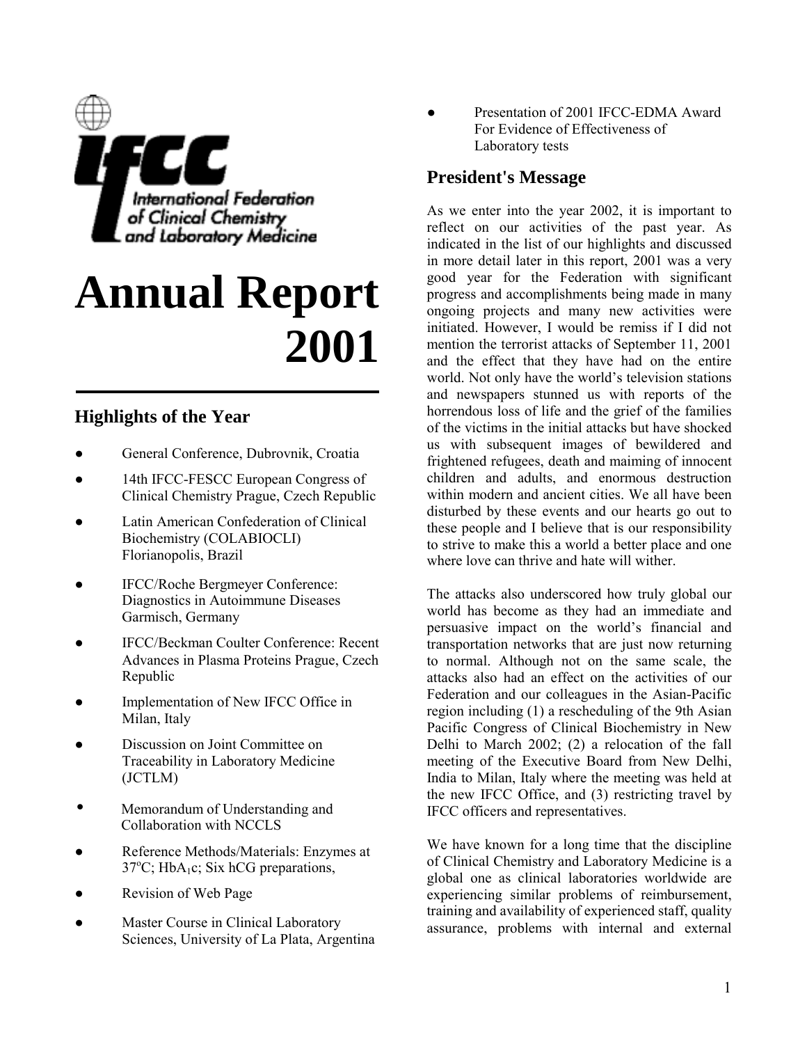IFCC International Federation of Clinical Chemistry and Laboratory Medicine

# Annual Report 2001

## Highlights of the Year

- General Conference, Dubrovnik, Croatia
- 14th IFCC-FESCC European Congress of Clinical Chemistry Prague, Czech Republic
- Latin American Confederation of Clinical Biochemistry (COLABIOCLI) Florianopolis, Brazil
- IFCC/Roche Bergmeyer Conference: Diagnostics in Autoimmune Diseases Garmisch, Germany
- IFCC/Beckman Coulter Conference: Recent Advances in Plasma Proteins Prague, Czech Republic
- Implementation of New IFCC Office in Milan, Italy
- Discussion on Joint Committee on Traceability in Laboratory Medicine (JCTLM)
- Memorandum of Understanding and Collaboration with NCCLS
- Reference Methods/Materials: Enzymes at 37°C; $HbA_1c$; Six hCG preparations,
- Revision of Web Page
- Master Course in Clinical Laboratory Sciences, University of La Plata, Argentina
- Presentation of 2001 IFCC-EDMA Award For Evidence of Effectiveness of Laboratory tests

## President's Message

As we enter into the year 2002, it is important to reflect on our activities of the past year. As indicated in the list of our highlights and discussed in more detail later in this report, 2001 was a very good year for the Federation with significant progress and accomplishments being made in many ongoing projects and many new activities were initiated. However, I would be remiss if I did not mention the terrorist attacks of September 11, 2001 and the effect that they have had on the entire world. Not only have the world's television stations and newspapers stunned us with reports of the horrendous loss of life and the grief of the families of the victims in the initial attacks but have shocked us with subsequent images of bewildered and frightened refugees, death and maiming of innocent children and adults, and enormous destruction within modern and ancient cities. We all have been disturbed by these events and our hearts go out to these people and I believe that is our responsibility to strive to make this a world a better place and one where love can thrive and hate will wither.

The attacks also underscored how truly global our world has become as they had an immediate and persuasive impact on the world's financial and transportation networks that are just now returning to normal. Although not on the same scale, the attacks also had an effect on the activities of our Federation and our colleagues in the Asian-Pacific region including (1) a rescheduling of the 9th Asian Pacific Congress of Clinical Biochemistry in New Delhi to March 2002; (2) a relocation of the fall meeting of the Executive Board from New Delhi, India to Milan, Italy where the meeting was held at the new IFCC Office, and (3) restricting travel by IFCC officers and representatives.

We have known for a long time that the discipline of Clinical Chemistry and Laboratory Medicine is a global one as clinical laboratories worldwide are experiencing similar problems of reimbursement, training and availability of experienced staff, quality assurance, problems with internal and external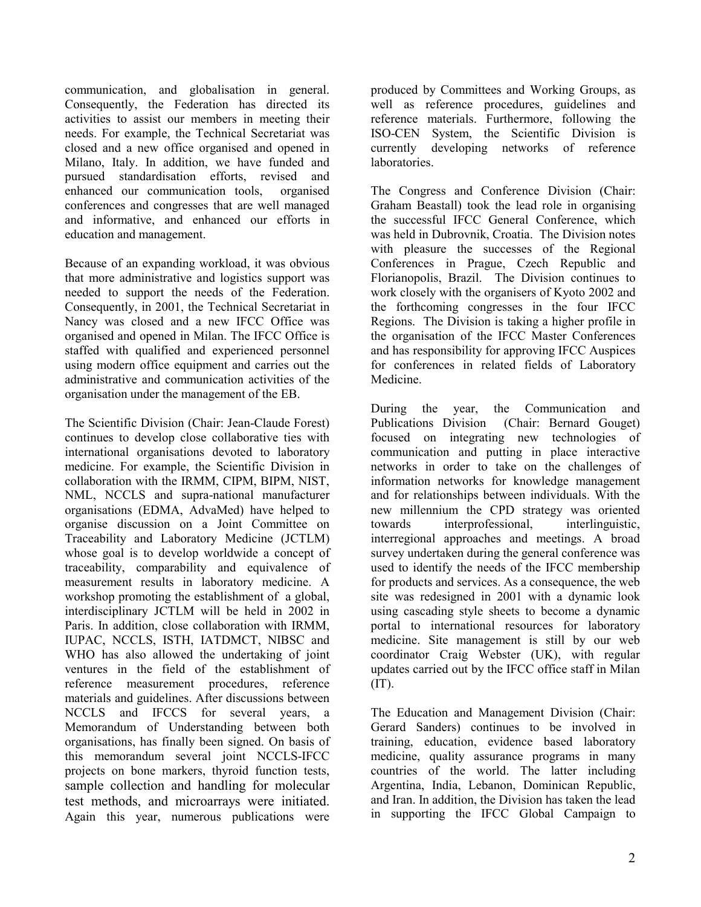communication, and globalisation in general. Consequently, the Federation has directed its activities to assist our members in meeting their needs. For example, the Technical Secretariat was closed and a new office organised and opened in Milano, Italy. In addition, we have funded and pursued standardisation efforts, revised and enhanced our communication tools, organised conferences and congresses that are well managed and informative, and enhanced our efforts in education and management.

Because of an expanding workload, it was obvious that more administrative and logistics support was needed to support the needs of the Federation. Consequently, in 2001, the Technical Secretariat in Nancy was closed and a new IFCC Office was organised and opened in Milan. The IFCC Office is staffed with qualified and experienced personnel using modern office equipment and carries out the administrative and communication activities of the organisation under the management of the EB.

The Scientific Division (Chair: Jean-Claude Forest) continues to develop close collaborative ties with international organisations devoted to laboratory medicine. For example, the Scientific Division in collaboration with the IRMM, CIPM, BIPM, NIST, NML, NCCLS and supra-national manufacturer organisations (EDMA, AdvaMed) have helped to organise discussion on a Joint Committee on Traceability and Laboratory Medicine (JCTLM) whose goal is to develop worldwide a concept of traceability, comparability and equivalence of measurement results in laboratory medicine. A workshop promoting the establishment of a global, interdisciplinary JCTLM will be held in 2002 in Paris. In addition, close collaboration with IRMM, IUPAC, NCCLS, ISTH, IATDMCT, NIBSC and WHO has also allowed the undertaking of joint ventures in the field of the establishment of reference measurement procedures, reference materials and guidelines. After discussions between NCCLS and IFCCS for several years, a Memorandum of Understanding between both organisations, has finally been signed. On basis of this memorandum several joint NCCLS-IFCC projects on bone markers, thyroid function tests, sample collection and handling for molecular test methods, and microarrays were initiated. Again this year, numerous publications were produced by Committees and Working Groups, as well as reference procedures, guidelines and reference materials. Furthermore, following the ISO-CEN System, the Scientific Division is currently developing networks of reference laboratories.

The Congress and Conference Division (Chair: Graham Beastall) took the lead role in organising the successful IFCC General Conference, which was held in Dubrovnik, Croatia. The Division notes with pleasure the successes of the Regional Conferences in Prague, Czech Republic and Florianopolis, Brazil. The Division continues to work closely with the organisers of Kyoto 2002 and the forthcoming congresses in the four IFCC Regions. The Division is taking a higher profile in the organisation of the IFCC Master Conferences and has responsibility for approving IFCC Auspices for conferences in related fields of Laboratory Medicine.

During the year, the Communication and Publications Division (Chair: Bernard Gouget) focused on integrating new technologies of communication and putting in place interactive networks in order to take on the challenges of information networks for knowledge management and for relationships between individuals. With the new millennium the CPD strategy was oriented towards interprofessional, interlinguistic, interregional approaches and meetings. A broad survey undertaken during the general conference was used to identify the needs of the IFCC membership for products and services. As a consequence, the web site was redesigned in 2001 with a dynamic look using cascading style sheets to become a dynamic portal to international resources for laboratory medicine. Site management is still by our web coordinator Craig Webster (UK), with regular updates carried out by the IFCC office staff in Milan (IT).

The Education and Management Division (Chair: Gerard Sanders) continues to be involved in training, education, evidence based laboratory medicine, quality assurance programs in many countries of the world. The latter including Argentina, India, Lebanon, Dominican Republic, and Iran. In addition, the Division has taken the lead in supporting the IFCC Global Campaign to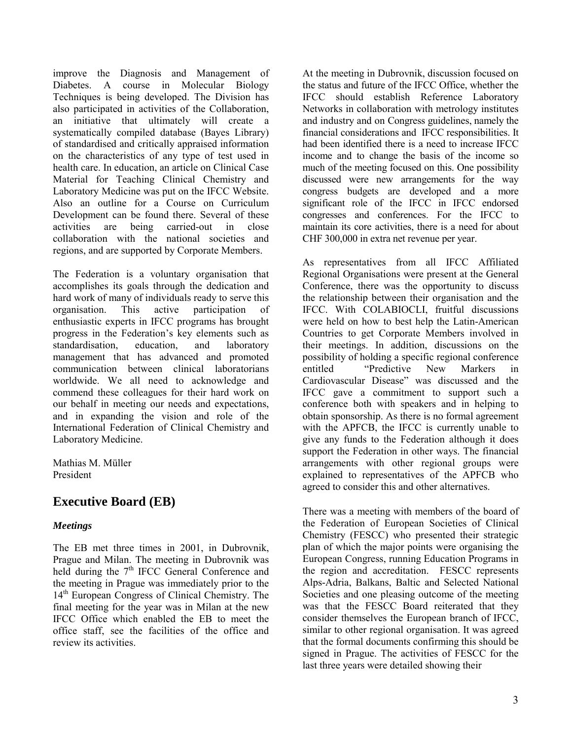improve the Diagnosis and Management of Diabetes. A course in Molecular Biology Techniques is being developed. The Division has also participated in activities of the Collaboration, an initiative that ultimately will create a systematically compiled database (Bayes Library) of standardised and critically appraised information on the characteristics of any type of test used in health care. In education, an article on Clinical Case Material for Teaching Clinical Chemistry and Laboratory Medicine was put on the IFCC Website. Also an outline for a Course on Curriculum Development can be found there. Several of these activities are being carried-out in close collaboration with the national societies and regions, and are supported by Corporate Members.

The Federation is a voluntary organisation that accomplishes its goals through the dedication and hard work of many of individuals ready to serve this organisation. This active participation of enthusiastic experts in IFCC programs has brought progress in the Federation's key elements such as standardisation, education, and laboratory management that has advanced and promoted communication between clinical laboratorians worldwide. We all need to acknowledge and commend these colleagues for their hard work on our behalf in meeting our needs and expectations, and in expanding the vision and role of the International Federation of Clinical Chemistry and Laboratory Medicine.

Mathias M. Müller
President

## Executive Board (EB)

### *Meetings*

The EB met three times in 2001, in Dubrovnik, Prague and Milan. The meeting in Dubrovnik was held during the 7th IFCC General Conference and the meeting in Prague was immediately prior to the 14th European Congress of Clinical Chemistry. The final meeting for the year was in Milan at the new IFCC Office which enabled the EB to meet the office staff, see the facilities of the office and review its activities.

At the meeting in Dubrovnik, discussion focused on the status and future of the IFCC Office, whether the IFCC should establish Reference Laboratory Networks in collaboration with metrology institutes and industry and on Congress guidelines, namely the financial considerations and IFCC responsibilities. It had been identified there is a need to increase IFCC income and to change the basis of the income so much of the meeting focused on this. One possibility discussed were new arrangements for the way congress budgets are developed and a more significant role of the IFCC in IFCC endorsed congresses and conferences. For the IFCC to maintain its core activities, there is a need for about CHF 300,000 in extra net revenue per year.

As representatives from all IFCC Affiliated Regional Organisations were present at the General Conference, there was the opportunity to discuss the relationship between their organisation and the IFCC. With COLABIOCLI, fruitful discussions were held on how to best help the Latin-American Countries to get Corporate Members involved in their meetings. In addition, discussions on the possibility of holding a specific regional conference entitled "Predictive New Markers in Cardiovascular Disease" was discussed and the IFCC gave a commitment to support such a conference both with speakers and in helping to obtain sponsorship. As there is no formal agreement with the APFCB, the IFCC is currently unable to give any funds to the Federation although it does support the Federation in other ways. The financial arrangements with other regional groups were explained to representatives of the APFCB who agreed to consider this and other alternatives.

There was a meeting with members of the board of the Federation of European Societies of Clinical Chemistry (FESCC) who presented their strategic plan of which the major points were organising the European Congress, running Education Programs in the region and accreditation. FESCC represents Alps-Adria, Balkans, Baltic and Selected National Societies and one pleasing outcome of the meeting was that the FESCC Board reiterated that they consider themselves the European branch of IFCC, similar to other regional organisation. It was agreed that the formal documents confirming this should be signed in Prague. The activities of FESCC for the last three years were detailed showing their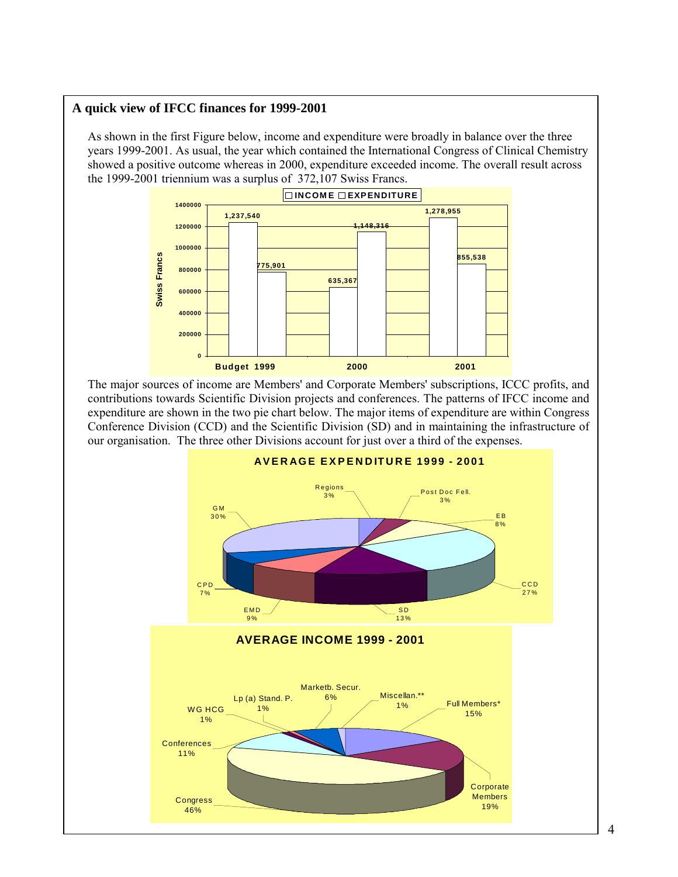## A quick view of IFCC finances for 1999-2001

As shown in the first Figure below, income and expenditure were broadly in balance over the three years 1999-2001. As usual, the year which contained the International Congress of Clinical Chemistry showed a positive outcome whereas in 2000, expenditure exceeded income. The overall result across the 1999-2001 triennium was a surplus of 372,107 Swiss Francs.

| Swiss Francs | INCOME | EXPENDITURE |
|---|---|---|
| Budget 1999 | 1,237,540 | 775,901 |
| 2000 | 635,367 | 1,148,316 |
| 2001 | 1,278,955 | 855,538 |

The major sources of income are Members' and Corporate Members' subscriptions, ICCC profits, and contributions towards Scientific Division projects and conferences. The patterns of IFCC income and expenditure are shown in the two pie chart below. The major items of expenditure are within Congress Conference Division (CCD) and the Scientific Division (SD) and in maintaining the infrastructure of our organisation. The three other Divisions account for just over a third of the expenses.

**AVERAGE EXPENDITURE 1999 - 2001**

| Item | % |
|---|---|
| Regions | 3% |
| Post Doc Fell. | 3% |
| EB | 8% |
| CCD | 27% |
| SD | 13% |
| EMD | 9% |
| CPD | 7% |
| GM | 30% |

**AVERAGE INCOME 1999 - 2001**

| Item | % |
|---|---|
| Full Members* | 15% |
| Corporate Members | 19% |
| Congress | 46% |
| Conferences | 11% |
| WG HCG | 1% |
| Lp (a) Stand. P. | 1% |
| Marketb. Secur. | 6% |
| Miscellan.** | 1% |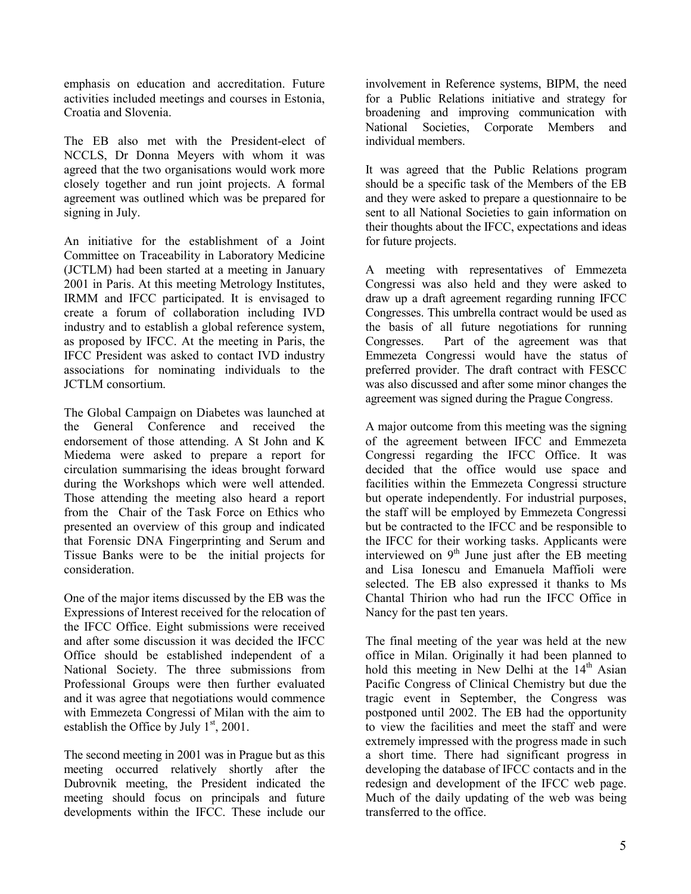emphasis on education and accreditation. Future activities included meetings and courses in Estonia, Croatia and Slovenia.

The EB also met with the President-elect of NCCLS, Dr Donna Meyers with whom it was agreed that the two organisations would work more closely together and run joint projects. A formal agreement was outlined which was be prepared for signing in July.

An initiative for the establishment of a Joint Committee on Traceability in Laboratory Medicine (JCTLM) had been started at a meeting in January 2001 in Paris. At this meeting Metrology Institutes, IRMM and IFCC participated. It is envisaged to create a forum of collaboration including IVD industry and to establish a global reference system, as proposed by IFCC. At the meeting in Paris, the IFCC President was asked to contact IVD industry associations for nominating individuals to the JCTLM consortium.

The Global Campaign on Diabetes was launched at the General Conference and received the endorsement of those attending. A St John and K Miedema were asked to prepare a report for circulation summarising the ideas brought forward during the Workshops which were well attended. Those attending the meeting also heard a report from the Chair of the Task Force on Ethics who presented an overview of this group and indicated that Forensic DNA Fingerprinting and Serum and Tissue Banks were to be the initial projects for consideration.

One of the major items discussed by the EB was the Expressions of Interest received for the relocation of the IFCC Office. Eight submissions were received and after some discussion it was decided the IFCC Office should be established independent of a National Society. The three submissions from Professional Groups were then further evaluated and it was agree that negotiations would commence with Emmezeta Congressi of Milan with the aim to establish the Office by July 1st, 2001.

The second meeting in 2001 was in Prague but as this meeting occurred relatively shortly after the Dubrovnik meeting, the President indicated the meeting should focus on principals and future developments within the IFCC. These include our involvement in Reference systems, BIPM, the need for a Public Relations initiative and strategy for broadening and improving communication with National Societies, Corporate Members and individual members.

It was agreed that the Public Relations program should be a specific task of the Members of the EB and they were asked to prepare a questionnaire to be sent to all National Societies to gain information on their thoughts about the IFCC, expectations and ideas for future projects.

A meeting with representatives of Emmezeta Congressi was also held and they were asked to draw up a draft agreement regarding running IFCC Congresses. This umbrella contract would be used as the basis of all future negotiations for running Congresses. Part of the agreement was that Emmezeta Congressi would have the status of preferred provider. The draft contract with FESCC was also discussed and after some minor changes the agreement was signed during the Prague Congress.

A major outcome from this meeting was the signing of the agreement between IFCC and Emmezeta Congressi regarding the IFCC Office. It was decided that the office would use space and facilities within the Emmezeta Congressi structure but operate independently. For industrial purposes, the staff will be employed by Emmezeta Congressi but be contracted to the IFCC and be responsible to the IFCC for their working tasks. Applicants were interviewed on 9th June just after the EB meeting and Lisa Ionescu and Emanuela Maffioli were selected. The EB also expressed it thanks to Ms Chantal Thirion who had run the IFCC Office in Nancy for the past ten years.

The final meeting of the year was held at the new office in Milan. Originally it had been planned to hold this meeting in New Delhi at the 14th Asian Pacific Congress of Clinical Chemistry but due the tragic event in September, the Congress was postponed until 2002. The EB had the opportunity to view the facilities and meet the staff and were extremely impressed with the progress made in such a short time. There had significant progress in developing the database of IFCC contacts and in the redesign and development of the IFCC web page. Much of the daily updating of the web was being transferred to the office.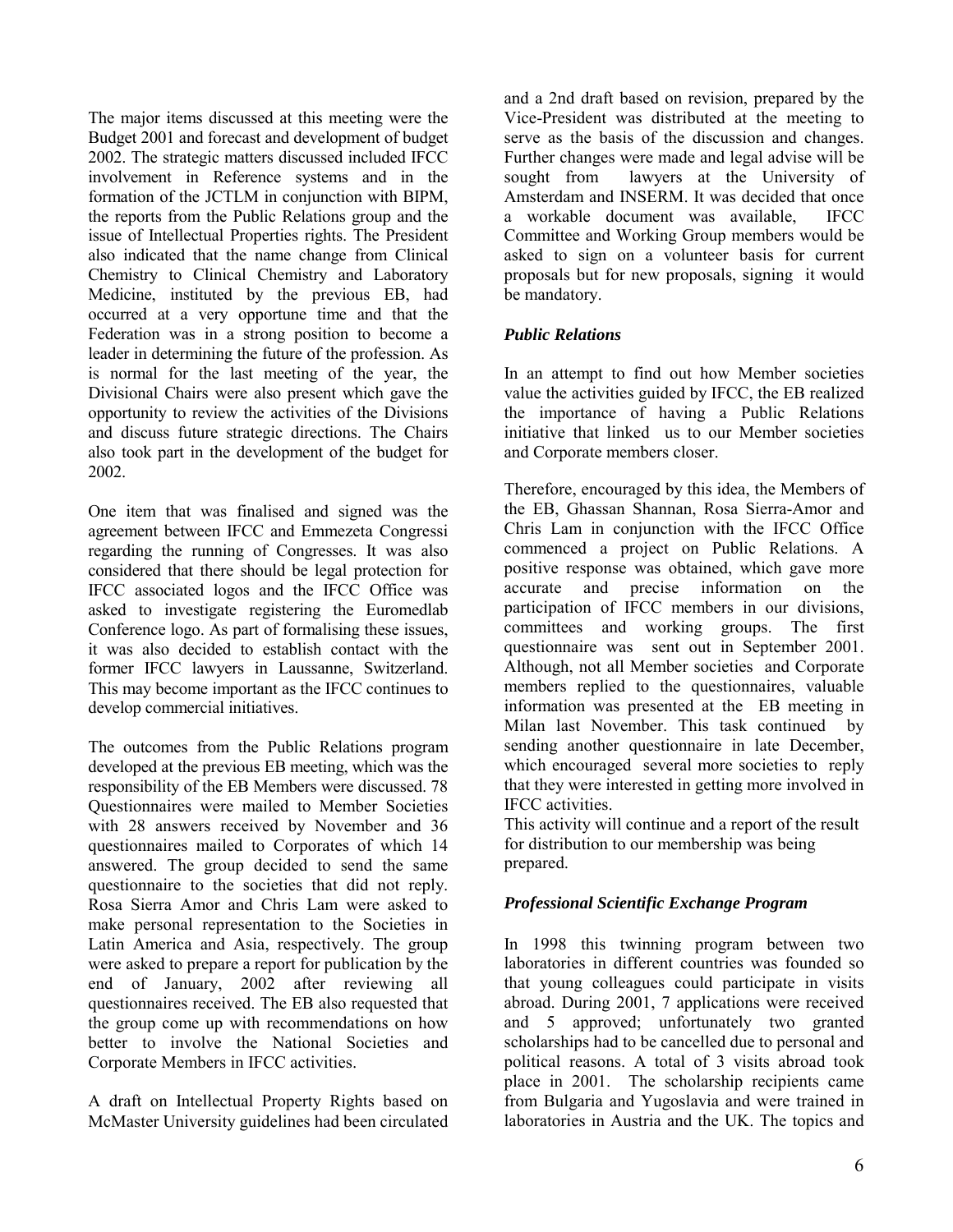The major items discussed at this meeting were the Budget 2001 and forecast and development of budget 2002. The strategic matters discussed included IFCC involvement in Reference systems and in the formation of the JCTLM in conjunction with BIPM, the reports from the Public Relations group and the issue of Intellectual Properties rights. The President also indicated that the name change from Clinical Chemistry to Clinical Chemistry and Laboratory Medicine, instituted by the previous EB, had occurred at a very opportune time and that the Federation was in a strong position to become a leader in determining the future of the profession. As is normal for the last meeting of the year, the Divisional Chairs were also present which gave the opportunity to review the activities of the Divisions and discuss future strategic directions. The Chairs also took part in the development of the budget for 2002.

One item that was finalised and signed was the agreement between IFCC and Emmezeta Congressi regarding the running of Congresses. It was also considered that there should be legal protection for IFCC associated logos and the IFCC Office was asked to investigate registering the Euromedlab Conference logo. As part of formalising these issues, it was also decided to establish contact with the former IFCC lawyers in Laussanne, Switzerland. This may become important as the IFCC continues to develop commercial initiatives.

The outcomes from the Public Relations program developed at the previous EB meeting, which was the responsibility of the EB Members were discussed. 78 Questionnaires were mailed to Member Societies with 28 answers received by November and 36 questionnaires mailed to Corporates of which 14 answered. The group decided to send the same questionnaire to the societies that did not reply. Rosa Sierra Amor and Chris Lam were asked to make personal representation to the Societies in Latin America and Asia, respectively. The group were asked to prepare a report for publication by the end of January, 2002 after reviewing all questionnaires received. The EB also requested that the group come up with recommendations on how better to involve the National Societies and Corporate Members in IFCC activities.

A draft on Intellectual Property Rights based on McMaster University guidelines had been circulated and a 2nd draft based on revision, prepared by the Vice-President was distributed at the meeting to serve as the basis of the discussion and changes. Further changes were made and legal advise will be sought from lawyers at the University of Amsterdam and INSERM. It was decided that once a workable document was available, IFCC Committee and Working Group members would be asked to sign on a volunteer basis for current proposals but for new proposals, signing it would be mandatory.

### *Public Relations*

In an attempt to find out how Member societies value the activities guided by IFCC, the EB realized the importance of having a Public Relations initiative that linked us to our Member societies and Corporate members closer.

Therefore, encouraged by this idea, the Members of the EB, Ghassan Shannan, Rosa Sierra-Amor and Chris Lam in conjunction with the IFCC Office commenced a project on Public Relations. A positive response was obtained, which gave more accurate and precise information on the participation of IFCC members in our divisions, committees and working groups. The first questionnaire was sent out in September 2001. Although, not all Member societies and Corporate members replied to the questionnaires, valuable information was presented at the EB meeting in Milan last November. This task continued by sending another questionnaire in late December, which encouraged several more societies to reply that they were interested in getting more involved in IFCC activities.

This activity will continue and a report of the result for distribution to our membership was being prepared.

### *Professional Scientific Exchange Program*

In 1998 this twinning program between two laboratories in different countries was founded so that young colleagues could participate in visits abroad. During 2001, 7 applications were received and 5 approved; unfortunately two granted scholarships had to be cancelled due to personal and political reasons. A total of 3 visits abroad took place in 2001. The scholarship recipients came from Bulgaria and Yugoslavia and were trained in laboratories in Austria and the UK. The topics and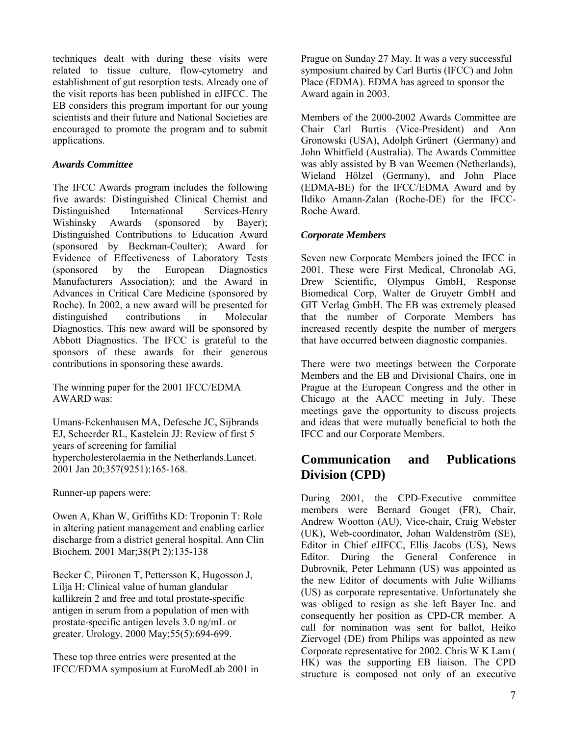techniques dealt with during these visits were related to tissue culture, flow-cytometry and establishment of gut resorption tests. Already one of the visit reports has been published in eJIFCC. The EB considers this program important for our young scientists and their future and National Societies are encouraged to promote the program and to submit applications.

### *Awards Committee*

The IFCC Awards program includes the following five awards: Distinguished Clinical Chemist and Distinguished International Services-Henry Wishinsky Awards (sponsored by Bayer); Distinguished Contributions to Education Award (sponsored by Beckman-Coulter); Award for Evidence of Effectiveness of Laboratory Tests (sponsored by the European Diagnostics Manufacturers Association); and the Award in Advances in Critical Care Medicine (sponsored by Roche). In 2002, a new award will be presented for distinguished contributions in Molecular Diagnostics. This new award will be sponsored by Abbott Diagnostics. The IFCC is grateful to the sponsors of these awards for their generous contributions in sponsoring these awards.

The winning paper for the 2001 IFCC/EDMA AWARD was:

Umans-Eckenhausen MA, Defesche JC, Sijbrands EJ, Scheerder RL, Kastelein JJ: Review of first 5 years of screening for familial hypercholesterolaemia in the Netherlands.Lancet. 2001 Jan 20;357(9251):165-168.

Runner-up papers were:

Owen A, Khan W, Griffiths KD: Troponin T: Role in altering patient management and enabling earlier discharge from a district general hospital. Ann Clin Biochem. 2001 Mar;38(Pt 2):135-138

Becker C, Piironen T, Pettersson K, Hugosson J, Lilja H: Clinical value of human glandular kallikrein 2 and free and total prostate-specific antigen in serum from a population of men with prostate-specific antigen levels 3.0 ng/mL or greater. Urology. 2000 May;55(5):694-699.

These top three entries were presented at the IFCC/EDMA symposium at EuroMedLab 2001 in Prague on Sunday 27 May. It was a very successful symposium chaired by Carl Burtis (IFCC) and John Place (EDMA). EDMA has agreed to sponsor the Award again in 2003.

Members of the 2000-2002 Awards Committee are Chair Carl Burtis (Vice-President) and Ann Gronowski (USA), Adolph Grünert (Germany) and John Whitfield (Australia). The Awards Committee was ably assisted by B van Weemen (Netherlands), Wieland Hölzel (Germany), and John Place (EDMA-BE) for the IFCC/EDMA Award and by Ildiko Amann-Zalan (Roche-DE) for the IFCC-Roche Award.

### *Corporate Members*

Seven new Corporate Members joined the IFCC in 2001. These were First Medical, Chronolab AG, Drew Scientific, Olympus GmbH, Response Biomedical Corp, Walter de Gruyetr GmbH and GIT Verlag GmbH. The EB was extremely pleased that the number of Corporate Members has increased recently despite the number of mergers that have occurred between diagnostic companies.

There were two meetings between the Corporate Members and the EB and Divisional Chairs, one in Prague at the European Congress and the other in Chicago at the AACC meeting in July. These meetings gave the opportunity to discuss projects and ideas that were mutually beneficial to both the IFCC and our Corporate Members.

## Communication and Publications Division (CPD)

During 2001, the CPD-Executive committee members were Bernard Gouget (FR), Chair, Andrew Wootton (AU), Vice-chair, Craig Webster (UK), Web-coordinator, Johan Waldenström (SE), Editor in Chief *e*JIFCC, Ellis Jacobs (US), News Editor. During the General Conference in Dubrovnik, Peter Lehmann (US) was appointed as the new Editor of documents with Julie Williams (US) as corporate representative. Unfortunately she was obliged to resign as she left Bayer Inc. and consequently her position as CPD-CR member. A call for nomination was sent for ballot, Heiko Ziervogel (DE) from Philips was appointed as new Corporate representative for 2002. Chris W K Lam ( HK) was the supporting EB liaison. The CPD structure is composed not only of an executive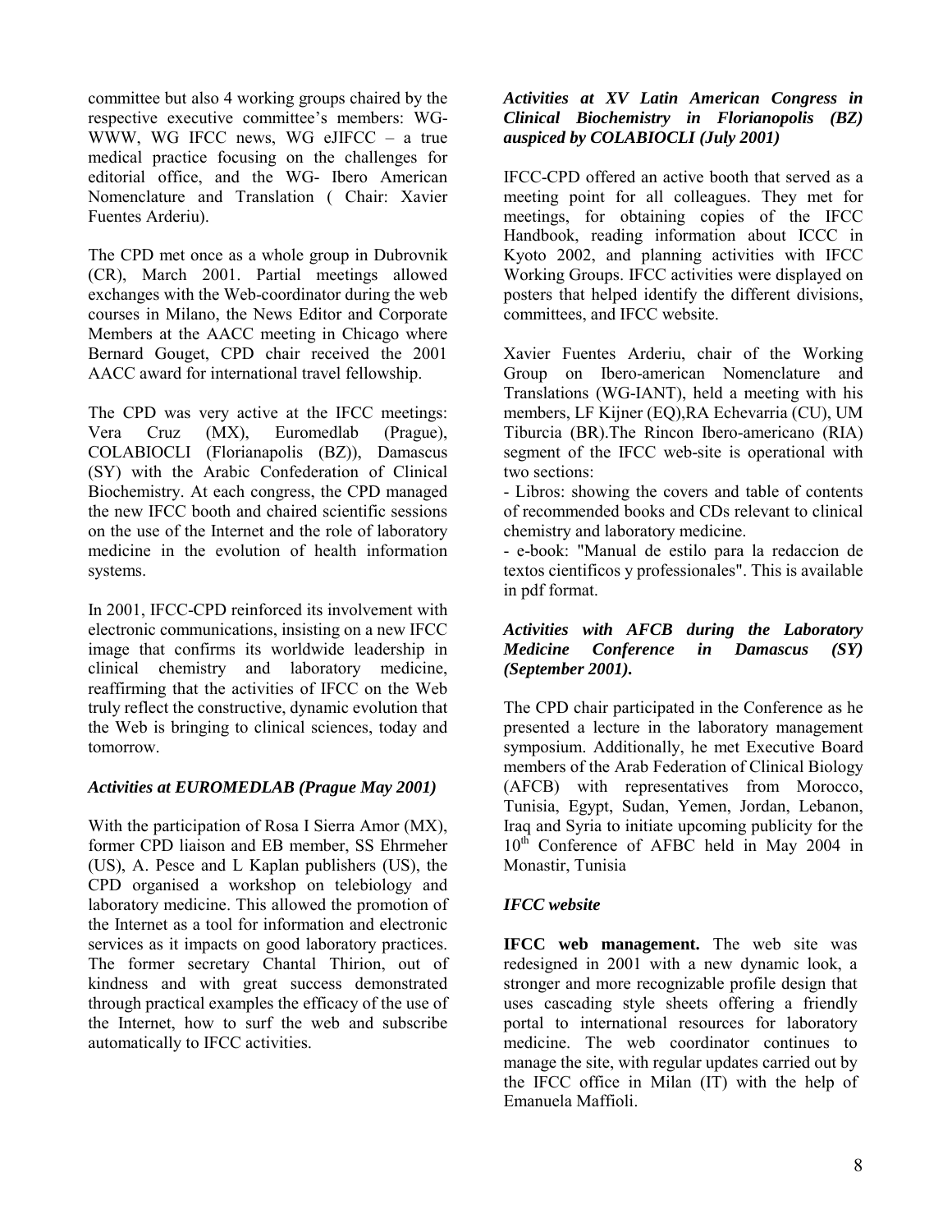committee but also 4 working groups chaired by the respective executive committee's members: WG-WWW, WG IFCC news, WG eJIFCC – a true medical practice focusing on the challenges for editorial office, and the WG- Ibero American Nomenclature and Translation ( Chair: Xavier Fuentes Arderiu).

The CPD met once as a whole group in Dubrovnik (CR), March 2001. Partial meetings allowed exchanges with the Web-coordinator during the web courses in Milano, the News Editor and Corporate Members at the AACC meeting in Chicago where Bernard Gouget, CPD chair received the 2001 AACC award for international travel fellowship.

The CPD was very active at the IFCC meetings: Vera Cruz (MX), Euromedlab (Prague), COLABIOCLI (Florianapolis (BZ)), Damascus (SY) with the Arabic Confederation of Clinical Biochemistry. At each congress, the CPD managed the new IFCC booth and chaired scientific sessions on the use of the Internet and the role of laboratory medicine in the evolution of health information systems.

In 2001, IFCC-CPD reinforced its involvement with electronic communications, insisting on a new IFCC image that confirms its worldwide leadership in clinical chemistry and laboratory medicine, reaffirming that the activities of IFCC on the Web truly reflect the constructive, dynamic evolution that the Web is bringing to clinical sciences, today and tomorrow.

### *Activities at EUROMEDLAB (Prague May 2001)*

With the participation of Rosa I Sierra Amor (MX), former CPD liaison and EB member, SS Ehrmeher (US), A. Pesce and L Kaplan publishers (US), the CPD organised a workshop on telebiology and laboratory medicine. This allowed the promotion of the Internet as a tool for information and electronic services as it impacts on good laboratory practices. The former secretary Chantal Thirion, out of kindness and with great success demonstrated through practical examples the efficacy of the use of the Internet, how to surf the web and subscribe automatically to IFCC activities.

### *Activities at XV Latin American Congress in Clinical Biochemistry in Florianopolis (BZ) auspiced by COLABIOCLI (July 2001)*

IFCC-CPD offered an active booth that served as a meeting point for all colleagues. They met for meetings, for obtaining copies of the IFCC Handbook, reading information about ICCC in Kyoto 2002, and planning activities with IFCC Working Groups. IFCC activities were displayed on posters that helped identify the different divisions, committees, and IFCC website.

Xavier Fuentes Arderiu, chair of the Working Group on Ibero-american Nomenclature and Translations (WG-IANT), held a meeting with his members, LF Kijner (EQ),RA Echevarria (CU), UM Tiburcia (BR).The Rincon Ibero-americano (RIA) segment of the IFCC web-site is operational with two sections:

- Libros: showing the covers and table of contents of recommended books and CDs relevant to clinical chemistry and laboratory medicine.
- e-book: "Manual de estilo para la redaccion de textos cientificos y professionales". This is available in pdf format.

### *Activities with AFCB during the Laboratory Medicine Conference in Damascus (SY) (September 2001).*

The CPD chair participated in the Conference as he presented a lecture in the laboratory management symposium. Additionally, he met Executive Board members of the Arab Federation of Clinical Biology (AFCB) with representatives from Morocco, Tunisia, Egypt, Sudan, Yemen, Jordan, Lebanon, Iraq and Syria to initiate upcoming publicity for the 10th Conference of AFBC held in May 2004 in Monastir, Tunisia

### *IFCC website*

**IFCC web management.** The web site was redesigned in 2001 with a new dynamic look, a stronger and more recognizable profile design that uses cascading style sheets offering a friendly portal to international resources for laboratory medicine. The web coordinator continues to manage the site, with regular updates carried out by the IFCC office in Milan (IT) with the help of Emanuela Maffioli.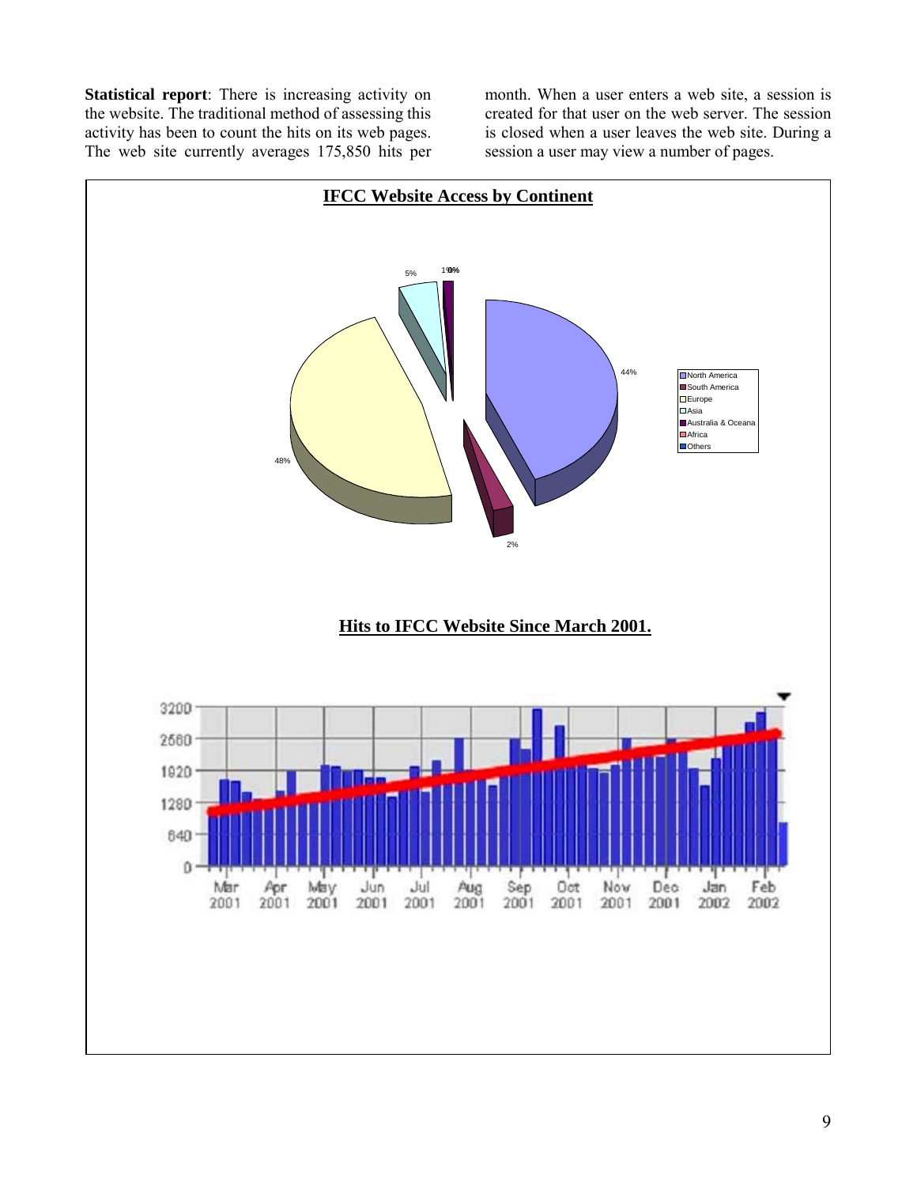**Statistical report**: There is increasing activity on the website. The traditional method of assessing this activity has been to count the hits on its web pages. The web site currently averages 175,850 hits per month. When a user enters a web site, a session is created for that user on the web server. The session is closed when a user leaves the web site. During a session a user may view a number of pages.

**IFCC Website Access by Continent**

**Hits to IFCC Website Since March 2001.**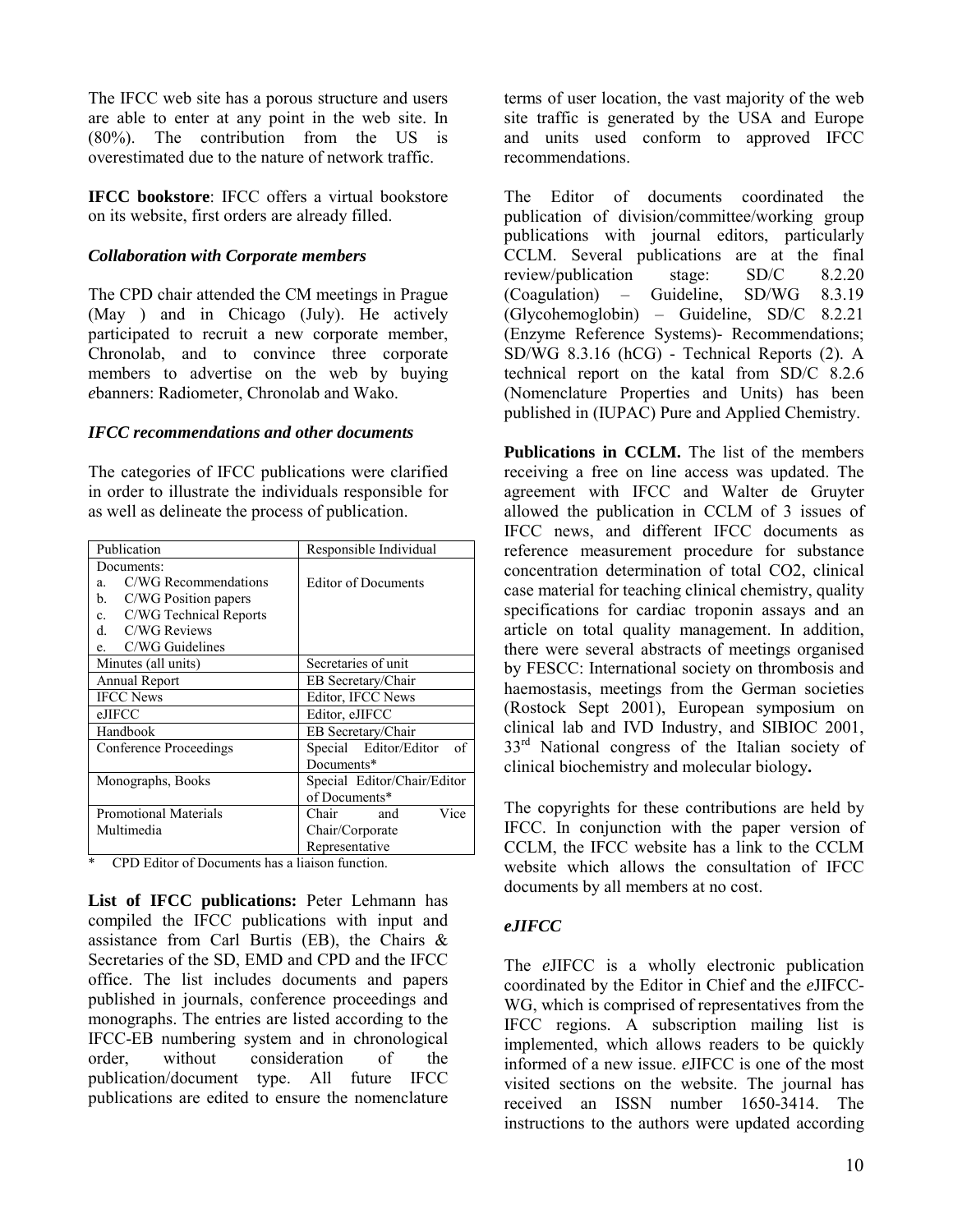The IFCC web site has a porous structure and users are able to enter at any point in the web site. In terms of user location, the vast majority of the web site traffic is generated by the USA and Europe (80%). The contribution from the US is overestimated due to the nature of network traffic.

**IFCC bookstore**: IFCC offers a virtual bookstore on its website, first orders are already filled.

### *Collaboration with Corporate members*

The CPD chair attended the CM meetings in Prague (May ) and in Chicago (July). He actively participated to recruit a new corporate member, Chronolab, and to convince three corporate members to advertise on the web by buying *e*banners: Radiometer, Chronolab and Wako.

### *IFCC recommendations and other documents*

The categories of IFCC publications were clarified in order to illustrate the individuals responsible for as well as delineate the process of publication.

| Publication | Responsible Individual |
|---|---|
| Documents:<br>a. C/WG Recommendations<br>b. C/WG Position papers<br>c. C/WG Technical Reports<br>d. C/WG Reviews<br>e. C/WG Guidelines | Editor of Documents |
| Minutes (all units) | Secretaries of unit |
| Annual Report | EB Secretary/Chair |
| IFCC News | Editor, IFCC News |
| eJIFCC | Editor, eJIFCC |
| Handbook | EB Secretary/Chair |
| Conference Proceedings | Special Editor/Editor of Documents* |
| Monographs, Books | Special Editor/Chair/Editor of Documents* |
| Promotional Materials<br>Multimedia | Chair and Vice Chair/Corporate Representative |

\* CPD Editor of Documents has a liaison function.

**List of IFCC publications:** Peter Lehmann has compiled the IFCC publications with input and assistance from Carl Burtis (EB), the Chairs & Secretaries of the SD, EMD and CPD and the IFCC office. The list includes documents and papers published in journals, conference proceedings and monographs. The entries are listed according to the IFCC-EB numbering system and in chronological order, without consideration of the publication/document type. All future IFCC publications are edited to ensure the nomenclature and units used conform to approved IFCC recommendations.

The Editor of documents coordinated the publication of division/committee/working group publications with journal editors, particularly CCLM. Several publications are at the final review/publication stage: SD/C 8.2.20 (Coagulation) – Guideline, SD/WG 8.3.19 (Glycohemoglobin) – Guideline, SD/C 8.2.21 (Enzyme Reference Systems)- Recommendations; SD/WG 8.3.16 (hCG) - Technical Reports (2). A technical report on the katal from SD/C 8.2.6 (Nomenclature Properties and Units) has been published in (IUPAC) Pure and Applied Chemistry.

**Publications in CCLM.** The list of the members receiving a free on line access was updated. The agreement with IFCC and Walter de Gruyter allowed the publication in CCLM of 3 issues of IFCC news, and different IFCC documents as reference measurement procedure for substance concentration determination of total $CO_2$, clinical case material for teaching clinical chemistry, quality specifications for cardiac troponin assays and an article on total quality management. In addition, there were several abstracts of meetings organised by FESCC: International society on thrombosis and haemostasis, meetings from the German societies (Rostock Sept 2001), European symposium on clinical lab and IVD Industry, and SIBIOC 2001, 33rd National congress of the Italian society of clinical biochemistry and molecular biology**.**

The copyrights for these contributions are held by IFCC. In conjunction with the paper version of CCLM, the IFCC website has a link to the CCLM website which allows the consultation of IFCC documents by all members at no cost.

### *eJIFCC*

The *e*JIFCC is a wholly electronic publication coordinated by the Editor in Chief and the *e*JIFCC-WG, which is comprised of representatives from the IFCC regions. A subscription mailing list is implemented, which allows readers to be quickly informed of a new issue. *e*JIFCC is one of the most visited sections on the website. The journal has received an ISSN number 1650-3414. The instructions to the authors were updated according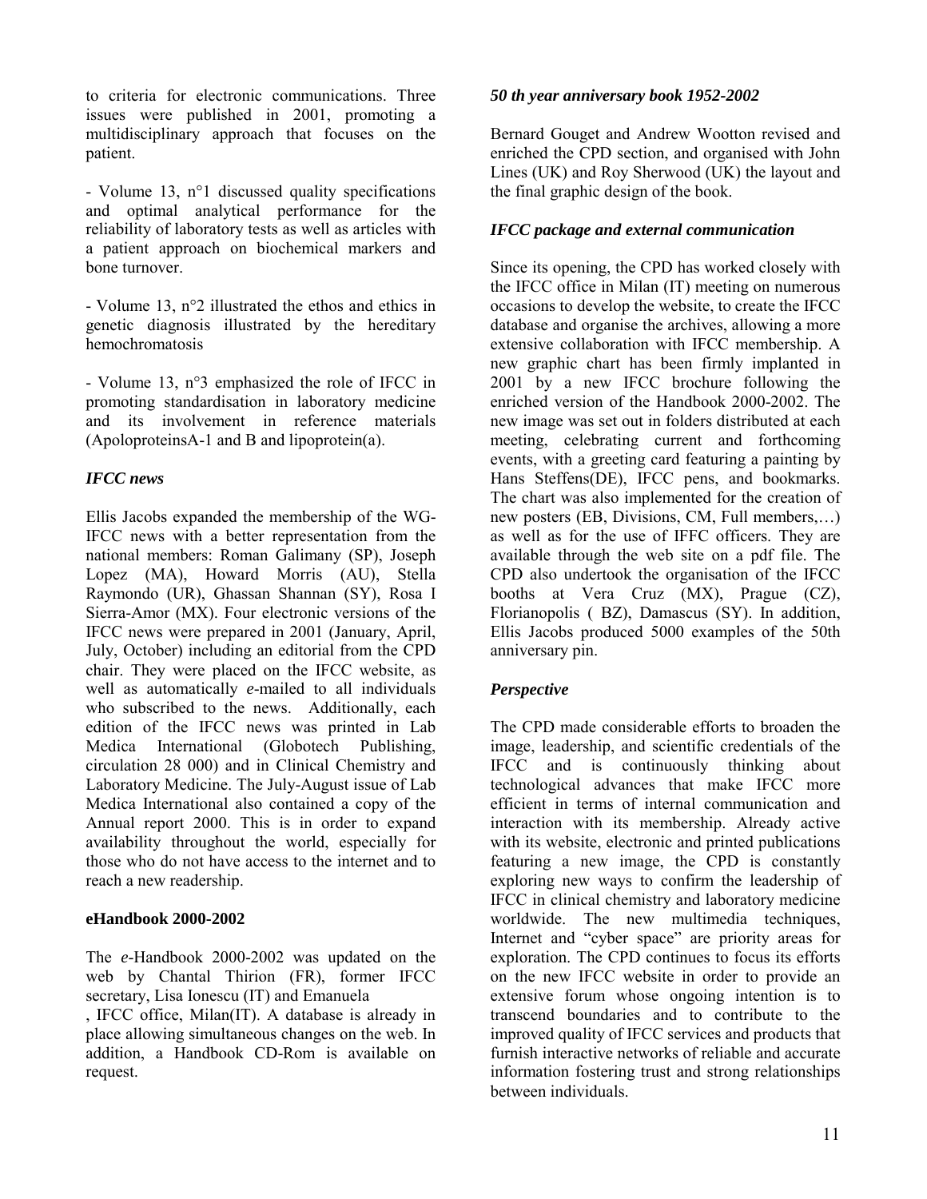to criteria for electronic communications. Three issues were published in 2001, promoting a multidisciplinary approach that focuses on the patient.

- Volume 13, n°1 discussed quality specifications and optimal analytical performance for the reliability of laboratory tests as well as articles with a patient approach on biochemical markers and bone turnover.

- Volume 13, n°2 illustrated the ethos and ethics in genetic diagnosis illustrated by the hereditary hemochromatosis

- Volume 13, n°3 emphasized the role of IFCC in promoting standardisation in laboratory medicine and its involvement in reference materials (ApoloproteinsA-1 and B and lipoprotein(a).

### *IFCC news*

Ellis Jacobs expanded the membership of the WG-IFCC news with a better representation from the national members: Roman Galimany (SP), Joseph Lopez (MA), Howard Morris (AU), Stella Raymondo (UR), Ghassan Shannan (SY), Rosa I Sierra-Amor (MX). Four electronic versions of the IFCC news were prepared in 2001 (January, April, July, October) including an editorial from the CPD chair. They were placed on the IFCC website, as well as automatically *e*-mailed to all individuals who subscribed to the news. Additionally, each edition of the IFCC news was printed in Lab Medica International (Globotech Publishing, circulation 28 000) and in Clinical Chemistry and Laboratory Medicine. The July-August issue of Lab Medica International also contained a copy of the Annual report 2000. This is in order to expand availability throughout the world, especially for those who do not have access to the internet and to reach a new readership.

### eHandbook 2000-2002

The *e*-Handbook 2000-2002 was updated on the web by Chantal Thirion (FR), former IFCC secretary, Lisa Ionescu (IT) and Emanuela

, IFCC office, Milan(IT). A database is already in place allowing simultaneous changes on the web. In addition, a Handbook CD-Rom is available on request.

### *50 th year anniversary book 1952-2002*

Bernard Gouget and Andrew Wootton revised and enriched the CPD section, and organised with John Lines (UK) and Roy Sherwood (UK) the layout and the final graphic design of the book.

### *IFCC package and external communication*

Since its opening, the CPD has worked closely with the IFCC office in Milan (IT) meeting on numerous occasions to develop the website, to create the IFCC database and organise the archives, allowing a more extensive collaboration with IFCC membership. A new graphic chart has been firmly implanted in 2001 by a new IFCC brochure following the enriched version of the Handbook 2000-2002. The new image was set out in folders distributed at each meeting, celebrating current and forthcoming events, with a greeting card featuring a painting by Hans Steffens(DE), IFCC pens, and bookmarks. The chart was also implemented for the creation of new posters (EB, Divisions, CM, Full members,…) as well as for the use of IFFC officers. They are available through the web site on a pdf file. The CPD also undertook the organisation of the IFCC booths at Vera Cruz (MX), Prague (CZ), Florianopolis ( BZ), Damascus (SY). In addition, Ellis Jacobs produced 5000 examples of the 50th anniversary pin.

### *Perspective*

The CPD made considerable efforts to broaden the image, leadership, and scientific credentials of the IFCC and is continuously thinking about technological advances that make IFCC more efficient in terms of internal communication and interaction with its membership. Already active with its website, electronic and printed publications featuring a new image, the CPD is constantly exploring new ways to confirm the leadership of IFCC in clinical chemistry and laboratory medicine worldwide. The new multimedia techniques, Internet and "cyber space" are priority areas for exploration. The CPD continues to focus its efforts on the new IFCC website in order to provide an extensive forum whose ongoing intention is to transcend boundaries and to contribute to the improved quality of IFCC services and products that furnish interactive networks of reliable and accurate information fostering trust and strong relationships between individuals.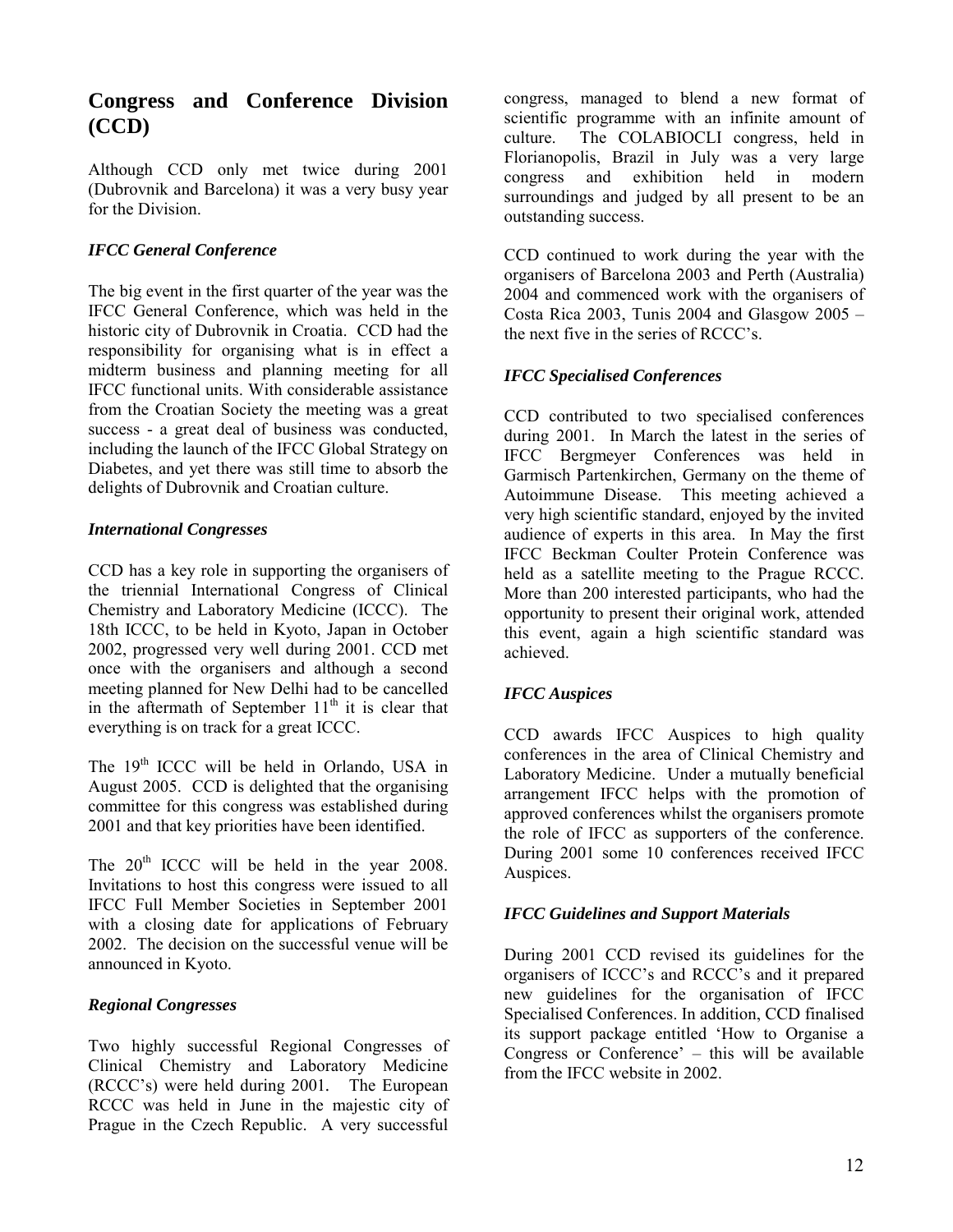## Congress and Conference Division (CCD)

Although CCD only met twice during 2001 (Dubrovnik and Barcelona) it was a very busy year for the Division.

### *IFCC General Conference*

The big event in the first quarter of the year was the IFCC General Conference, which was held in the historic city of Dubrovnik in Croatia. CCD had the responsibility for organising what is in effect a midterm business and planning meeting for all IFCC functional units. With considerable assistance from the Croatian Society the meeting was a great success - a great deal of business was conducted, including the launch of the IFCC Global Strategy on Diabetes, and yet there was still time to absorb the delights of Dubrovnik and Croatian culture.

### *International Congresses*

CCD has a key role in supporting the organisers of the triennial International Congress of Clinical Chemistry and Laboratory Medicine (ICCC). The 18th ICCC, to be held in Kyoto, Japan in October 2002, progressed very well during 2001. CCD met once with the organisers and although a second meeting planned for New Delhi had to be cancelled in the aftermath of September 11th it is clear that everything is on track for a great ICCC.

The 19th ICCC will be held in Orlando, USA in August 2005. CCD is delighted that the organising committee for this congress was established during 2001 and that key priorities have been identified.

The 20th ICCC will be held in the year 2008. Invitations to host this congress were issued to all IFCC Full Member Societies in September 2001 with a closing date for applications of February 2002. The decision on the successful venue will be announced in Kyoto.

### *Regional Congresses*

Two highly successful Regional Congresses of Clinical Chemistry and Laboratory Medicine (RCCC's) were held during 2001. The European RCCC was held in June in the majestic city of Prague in the Czech Republic. A very successful congress, managed to blend a new format of scientific programme with an infinite amount of culture. The COLABIOCLI congress, held in Florianopolis, Brazil in July was a very large congress and exhibition held in modern surroundings and judged by all present to be an outstanding success.

CCD continued to work during the year with the organisers of Barcelona 2003 and Perth (Australia) 2004 and commenced work with the organisers of Costa Rica 2003, Tunis 2004 and Glasgow 2005 – the next five in the series of RCCC's.

### *IFCC Specialised Conferences*

CCD contributed to two specialised conferences during 2001. In March the latest in the series of IFCC Bergmeyer Conferences was held in Garmisch Partenkirchen, Germany on the theme of Autoimmune Disease. This meeting achieved a very high scientific standard, enjoyed by the invited audience of experts in this area. In May the first IFCC Beckman Coulter Protein Conference was held as a satellite meeting to the Prague RCCC. More than 200 interested participants, who had the opportunity to present their original work, attended this event, again a high scientific standard was achieved.

### *IFCC Auspices*

CCD awards IFCC Auspices to high quality conferences in the area of Clinical Chemistry and Laboratory Medicine. Under a mutually beneficial arrangement IFCC helps with the promotion of approved conferences whilst the organisers promote the role of IFCC as supporters of the conference. During 2001 some 10 conferences received IFCC Auspices.

### *IFCC Guidelines and Support Materials*

During 2001 CCD revised its guidelines for the organisers of ICCC's and RCCC's and it prepared new guidelines for the organisation of IFCC Specialised Conferences. In addition, CCD finalised its support package entitled 'How to Organise a Congress or Conference' – this will be available from the IFCC website in 2002.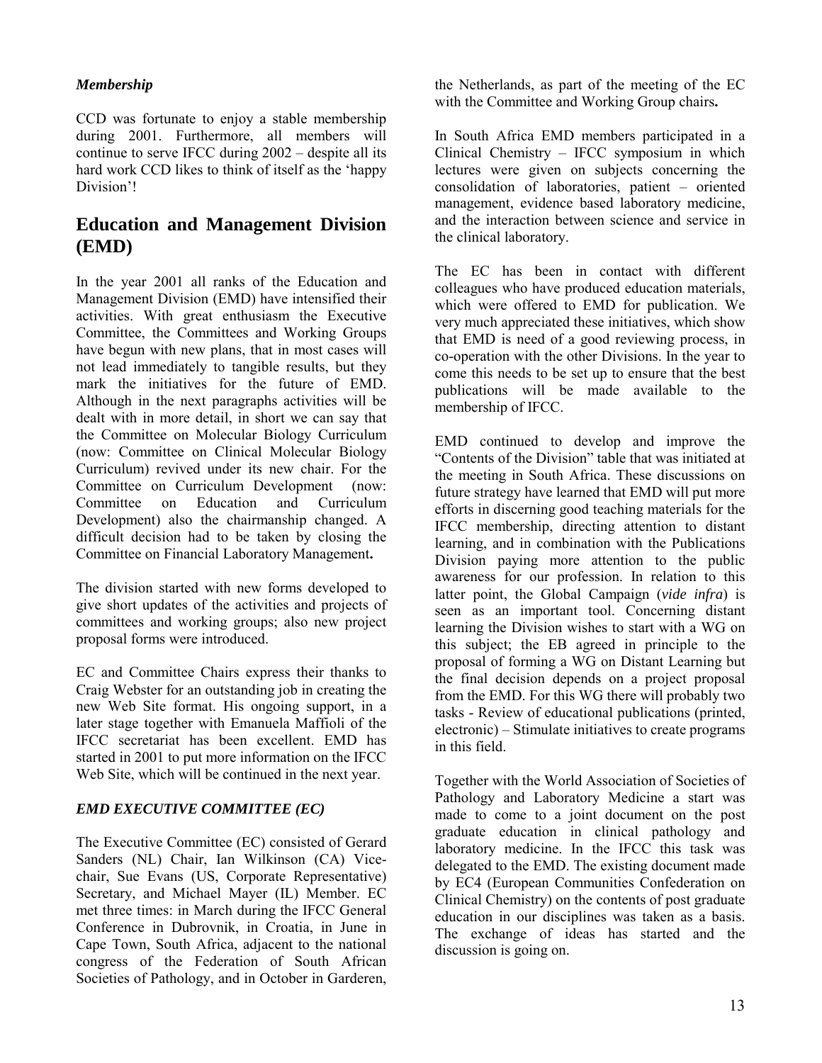*Membership*

CCD was fortunate to enjoy a stable membership during 2001. Furthermore, all members will continue to serve IFCC during 2002 – despite all its hard work CCD likes to think of itself as the 'happy Division'!

## Education and Management Division (EMD)

In the year 2001 all ranks of the Education and Management Division (EMD) have intensified their activities. With great enthusiasm the Executive Committee, the Committees and Working Groups have begun with new plans, that in most cases will not lead immediately to tangible results, but they mark the initiatives for the future of EMD. Although in the next paragraphs activities will be dealt with in more detail, in short we can say that the Committee on Molecular Biology Curriculum (now: Committee on Clinical Molecular Biology Curriculum) revived under its new chair. For the Committee on Curriculum Development (now: Committee on Education and Curriculum Development) also the chairmanship changed. A difficult decision had to be taken by closing the Committee on Financial Laboratory Management**.**

The division started with new forms developed to give short updates of the activities and projects of committees and working groups; also new project proposal forms were introduced.

EC and Committee Chairs express their thanks to Craig Webster for an outstanding job in creating the new Web Site format. His ongoing support, in a later stage together with Emanuela Maffioli of the IFCC secretariat has been excellent. EMD has started in 2001 to put more information on the IFCC Web Site, which will be continued in the next year.

### *EMD EXECUTIVE COMMITTEE (EC)*

The Executive Committee (EC) consisted of Gerard Sanders (NL) Chair, Ian Wilkinson (CA) Vice-chair, Sue Evans (US, Corporate Representative) Secretary, and Michael Mayer (IL) Member. EC met three times: in March during the IFCC General Conference in Dubrovnik, in Croatia, in June in Cape Town, South Africa, adjacent to the national congress of the Federation of South African Societies of Pathology, and in October in Garderen, the Netherlands, as part of the meeting of the EC with the Committee and Working Group chairs**.**

In South Africa EMD members participated in a Clinical Chemistry – IFCC symposium in which lectures were given on subjects concerning the consolidation of laboratories, patient – oriented management, evidence based laboratory medicine, and the interaction between science and service in the clinical laboratory.

The EC has been in contact with different colleagues who have produced education materials, which were offered to EMD for publication. We very much appreciated these initiatives, which show that EMD is need of a good reviewing process, in co-operation with the other Divisions. In the year to come this needs to be set up to ensure that the best publications will be made available to the membership of IFCC.

EMD continued to develop and improve the "Contents of the Division" table that was initiated at the meeting in South Africa. These discussions on future strategy have learned that EMD will put more efforts in discerning good teaching materials for the IFCC membership, directing attention to distant learning, and in combination with the Publications Division paying more attention to the public awareness for our profession. In relation to this latter point, the Global Campaign (*vide infra*) is seen as an important tool. Concerning distant learning the Division wishes to start with a WG on this subject; the EB agreed in principle to the proposal of forming a WG on Distant Learning but the final decision depends on a project proposal from the EMD. For this WG there will probably two tasks - Review of educational publications (printed, electronic) – Stimulate initiatives to create programs in this field.

Together with the World Association of Societies of Pathology and Laboratory Medicine a start was made to come to a joint document on the post graduate education in clinical pathology and laboratory medicine. In the IFCC this task was delegated to the EMD. The existing document made by EC4 (European Communities Confederation on Clinical Chemistry) on the contents of post graduate education in our disciplines was taken as a basis. The exchange of ideas has started and the discussion is going on.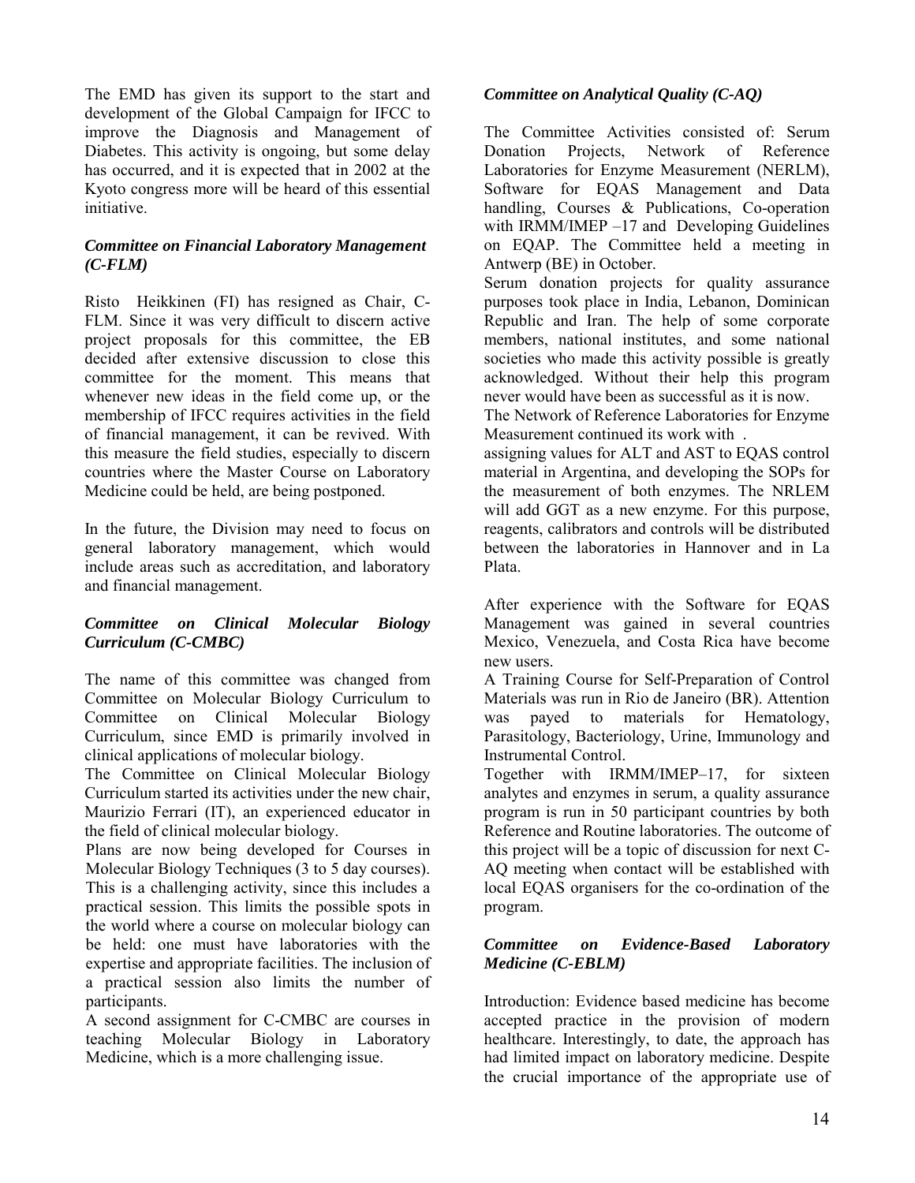The EMD has given its support to the start and development of the Global Campaign for IFCC to improve the Diagnosis and Management of Diabetes. This activity is ongoing, but some delay has occurred, and it is expected that in 2002 at the Kyoto congress more will be heard of this essential initiative.

### *Committee on Financial Laboratory Management (C-FLM)*

Risto Heikkinen (FI) has resigned as Chair, C-FLM. Since it was very difficult to discern active project proposals for this committee, the EB decided after extensive discussion to close this committee for the moment. This means that whenever new ideas in the field come up, or the membership of IFCC requires activities in the field of financial management, it can be revived. With this measure the field studies, especially to discern countries where the Master Course on Laboratory Medicine could be held, are being postponed.

In the future, the Division may need to focus on general laboratory management, which would include areas such as accreditation, and laboratory and financial management.

### *Committee on Clinical Molecular Biology Curriculum (C-CMBC)*

The name of this committee was changed from Committee on Molecular Biology Curriculum to Committee on Clinical Molecular Biology Curriculum, since EMD is primarily involved in clinical applications of molecular biology.

The Committee on Clinical Molecular Biology Curriculum started its activities under the new chair, Maurizio Ferrari (IT), an experienced educator in the field of clinical molecular biology.

Plans are now being developed for Courses in Molecular Biology Techniques (3 to 5 day courses). This is a challenging activity, since this includes a practical session. This limits the possible spots in the world where a course on molecular biology can be held: one must have laboratories with the expertise and appropriate facilities. The inclusion of a practical session also limits the number of participants.

A second assignment for C-CMBC are courses in teaching Molecular Biology in Laboratory Medicine, which is a more challenging issue.

### *Committee on Analytical Quality (C-AQ)*

The Committee Activities consisted of: Serum Donation Projects, Network of Reference Laboratories for Enzyme Measurement (NERLM), Software for EQAS Management and Data handling, Courses & Publications, Co-operation with IRMM/IMEP –17 and Developing Guidelines on EQAP. The Committee held a meeting in Antwerp (BE) in October.

Serum donation projects for quality assurance purposes took place in India, Lebanon, Dominican Republic and Iran. The help of some corporate members, national institutes, and some national societies who made this activity possible is greatly acknowledged. Without their help this program never would have been as successful as it is now.

The Network of Reference Laboratories for Enzyme Measurement continued its work with .

assigning values for ALT and AST to EQAS control material in Argentina, and developing the SOPs for the measurement of both enzymes. The NRLEM will add GGT as a new enzyme. For this purpose, reagents, calibrators and controls will be distributed between the laboratories in Hannover and in La Plata.

After experience with the Software for EQAS Management was gained in several countries Mexico, Venezuela, and Costa Rica have become new users.

A Training Course for Self-Preparation of Control Materials was run in Rio de Janeiro (BR). Attention was payed to materials for Hematology, Parasitology, Bacteriology, Urine, Immunology and Instrumental Control.

Together with IRMM/IMEP–17, for sixteen analytes and enzymes in serum, a quality assurance program is run in 50 participant countries by both Reference and Routine laboratories. The outcome of this project will be a topic of discussion for next C-AQ meeting when contact will be established with local EQAS organisers for the co-ordination of the program.

### *Committee on Evidence-Based Laboratory Medicine (C-EBLM)*

Introduction: Evidence based medicine has become accepted practice in the provision of modern healthcare. Interestingly, to date, the approach has had limited impact on laboratory medicine. Despite the crucial importance of the appropriate use of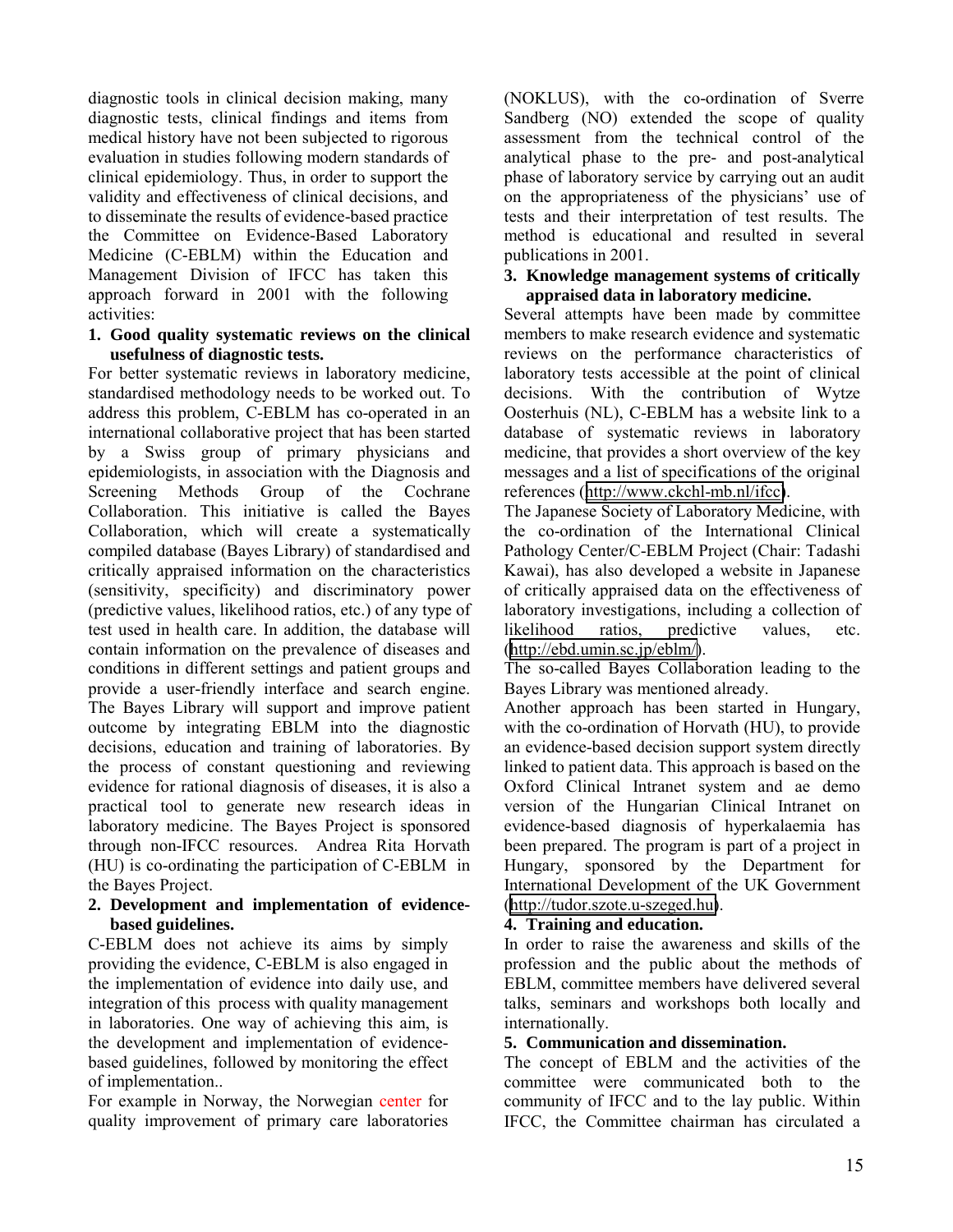diagnostic tools in clinical decision making, many diagnostic tests, clinical findings and items from medical history have not been subjected to rigorous evaluation in studies following modern standards of clinical epidemiology. Thus, in order to support the validity and effectiveness of clinical decisions, and to disseminate the results of evidence-based practice the Committee on Evidence-Based Laboratory Medicine (C-EBLM) within the Education and Management Division of IFCC has taken this approach forward in 2001 with the following activities:

1. **Good quality systematic reviews on the clinical usefulness of diagnostic tests.**

For better systematic reviews in laboratory medicine, standardised methodology needs to be worked out. To address this problem, C-EBLM has co-operated in an international collaborative project that has been started by a Swiss group of primary physicians and epidemiologists, in association with the Diagnosis and Screening Methods Group of the Cochrane Collaboration. This initiative is called the Bayes Collaboration, which will create a systematically compiled database (Bayes Library) of standardised and critically appraised information on the characteristics (sensitivity, specificity) and discriminatory power (predictive values, likelihood ratios, etc.) of any type of test used in health care. In addition, the database will contain information on the prevalence of diseases and conditions in different settings and patient groups and provide a user-friendly interface and search engine. The Bayes Library will support and improve patient outcome by integrating EBLM into the diagnostic decisions, education and training of laboratories. By the process of constant questioning and reviewing evidence for rational diagnosis of diseases, it is also a practical tool to generate new research ideas in laboratory medicine. The Bayes Project is sponsored through non-IFCC resources. Andrea Rita Horvath (HU) is co-ordinating the participation of C-EBLM in the Bayes Project.

2. **Development and implementation of evidence-based guidelines.**

C-EBLM does not achieve its aims by simply providing the evidence, C-EBLM is also engaged in the implementation of evidence into daily use, and integration of this process with quality management in laboratories. One way of achieving this aim, is the development and implementation of evidence-based guidelines, followed by monitoring the effect of implementation..

For example in Norway, the Norwegian center for quality improvement of primary care laboratories (NOKLUS), with the co-ordination of Sverre Sandberg (NO) extended the scope of quality assessment from the technical control of the analytical phase to the pre- and post-analytical phase of laboratory service by carrying out an audit on the appropriateness of the physicians' use of tests and their interpretation of test results. The method is educational and resulted in several publications in 2001.

3. **Knowledge management systems of critically appraised data in laboratory medicine.**

Several attempts have been made by committee members to make research evidence and systematic reviews on the performance characteristics of laboratory tests accessible at the point of clinical decisions. With the contribution of Wytze Oosterhuis (NL), C-EBLM has a website link to a database of systematic reviews in laboratory medicine, that provides a short overview of the key messages and a list of specifications of the original references (http://www.ckchl-mb.nl/ifcc).

The Japanese Society of Laboratory Medicine, with the co-ordination of the International Clinical Pathology Center/C-EBLM Project (Chair: Tadashi Kawai), has also developed a website in Japanese of critically appraised data on the effectiveness of laboratory investigations, including a collection of likelihood ratios, predictive values, etc. (http://ebd.umin.sc.jp/eblm/).

The so-called Bayes Collaboration leading to the Bayes Library was mentioned already.

Another approach has been started in Hungary, with the co-ordination of Horvath (HU), to provide an evidence-based decision support system directly linked to patient data. This approach is based on the Oxford Clinical Intranet system and ae demo version of the Hungarian Clinical Intranet on evidence-based diagnosis of hyperkalaemia has been prepared. The program is part of a project in Hungary, sponsored by the Department for International Development of the UK Government (http://tudor.szote.u-szeged.hu).

4. **Training and education.**

In order to raise the awareness and skills of the profession and the public about the methods of EBLM, committee members have delivered several talks, seminars and workshops both locally and internationally.

5. **Communication and dissemination.**

The concept of EBLM and the activities of the committee were communicated both to the community of IFCC and to the lay public. Within IFCC, the Committee chairman has circulated a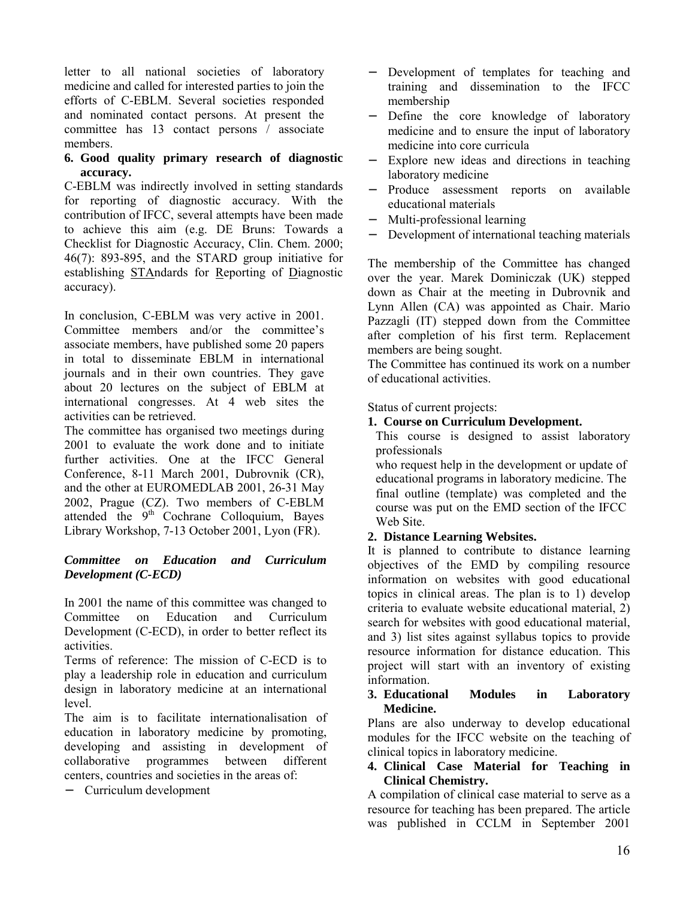letter to all national societies of laboratory medicine and called for interested parties to join the efforts of C-EBLM. Several societies responded and nominated contact persons. At present the committee has 13 contact persons / associate members.

**6. Good quality primary research of diagnostic accuracy.**

C-EBLM was indirectly involved in setting standards for reporting of diagnostic accuracy. With the contribution of IFCC, several attempts have been made to achieve this aim (e.g. DE Bruns: Towards a Checklist for Diagnostic Accuracy, Clin. Chem. 2000; 46(7): 893-895, and the STARD group initiative for establishing STAndards for Reporting of Diagnostic accuracy).

In conclusion, C-EBLM was very active in 2001. Committee members and/or the committee's associate members, have published some 20 papers in total to disseminate EBLM in international journals and in their own countries. They gave about 20 lectures on the subject of EBLM at international congresses. At 4 web sites the activities can be retrieved.

The committee has organised two meetings during 2001 to evaluate the work done and to initiate further activities. One at the IFCC General Conference, 8-11 March 2001, Dubrovnik (CR), and the other at EUROMEDLAB 2001, 26-31 May 2002, Prague (CZ). Two members of C-EBLM attended the 9th Cochrane Colloquium, Bayes Library Workshop, 7-13 October 2001, Lyon (FR).

### *Committee on Education and Curriculum Development (C-ECD)*

In 2001 the name of this committee was changed to Committee on Education and Curriculum Development (C-ECD), in order to better reflect its activities.

Terms of reference: The mission of C-ECD is to play a leadership role in education and curriculum design in laboratory medicine at an international level.

The aim is to facilitate internationalisation of education in laboratory medicine by promoting, developing and assisting in development of collaborative programmes between different centers, countries and societies in the areas of:

- Curriculum development
- Development of templates for teaching and training and dissemination to the IFCC membership
- Define the core knowledge of laboratory medicine and to ensure the input of laboratory medicine into core curricula
- Explore new ideas and directions in teaching laboratory medicine
- Produce assessment reports on available educational materials
- Multi-professional learning
- Development of international teaching materials

The membership of the Committee has changed over the year. Marek Dominiczak (UK) stepped down as Chair at the meeting in Dubrovnik and Lynn Allen (CA) was appointed as Chair. Mario Pazzagli (IT) stepped down from the Committee after completion of his first term. Replacement members are being sought.

The Committee has continued its work on a number of educational activities.

Status of current projects:

**1. Course on Curriculum Development.**

This course is designed to assist laboratory professionals who request help in the development or update of educational programs in laboratory medicine. The final outline (template) was completed and the course was put on the EMD section of the IFCC Web Site.

**2. Distance Learning Websites.**

It is planned to contribute to distance learning objectives of the EMD by compiling resource information on websites with good educational topics in clinical areas. The plan is to 1) develop criteria to evaluate website educational material, 2) search for websites with good educational material, and 3) list sites against syllabus topics to provide resource information for distance education. This project will start with an inventory of existing information.

**3. Educational Modules in Laboratory Medicine.**

Plans are also underway to develop educational modules for the IFCC website on the teaching of clinical topics in laboratory medicine.

**4. Clinical Case Material for Teaching in Clinical Chemistry.**

A compilation of clinical case material to serve as a resource for teaching has been prepared. The article was published in CCLM in September 2001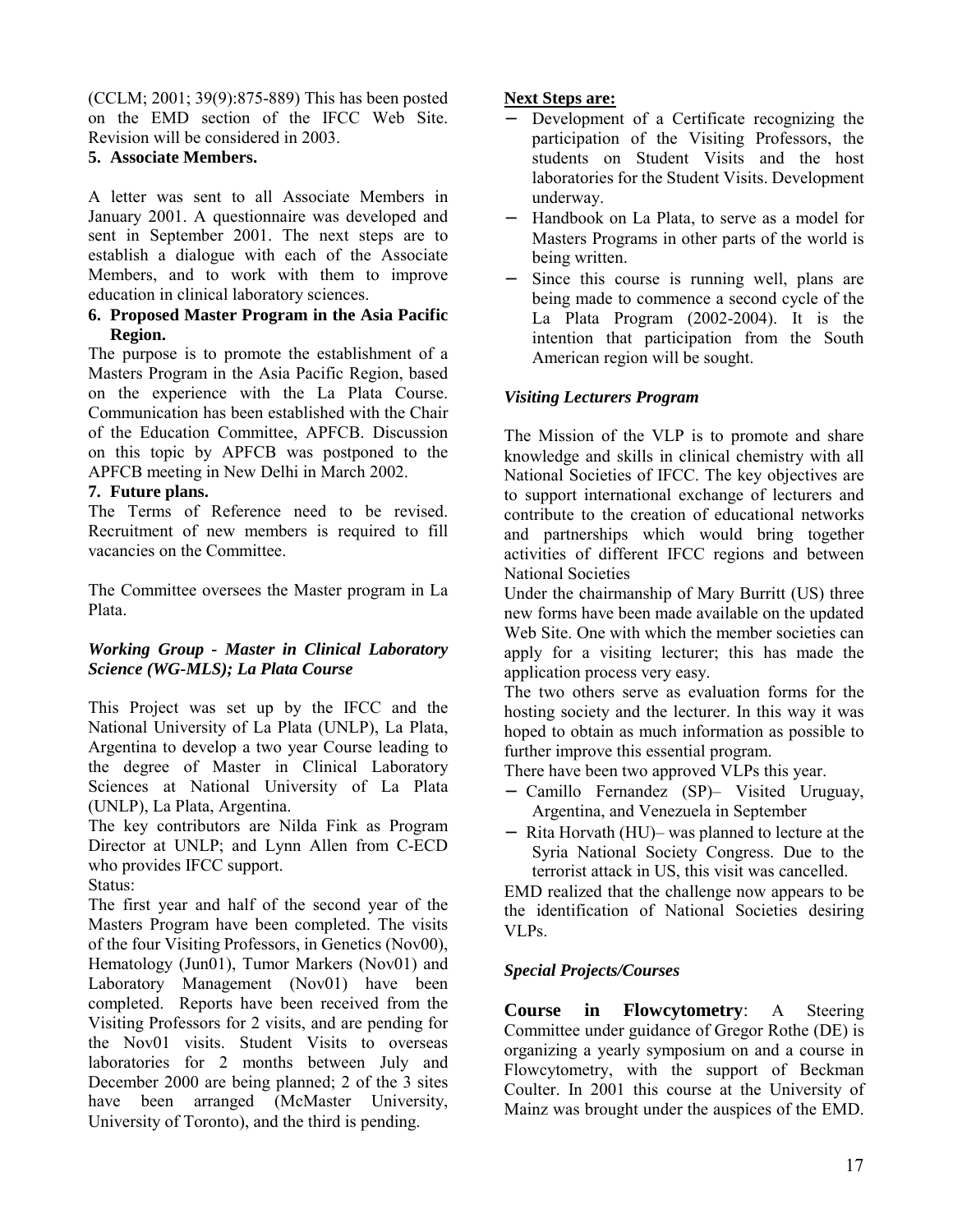(CCLM; 2001; 39(9):875-889) This has been posted on the EMD section of the IFCC Web Site. Revision will be considered in 2003.

**5. Associate Members.**

A letter was sent to all Associate Members in January 2001. A questionnaire was developed and sent in September 2001. The next steps are to establish a dialogue with each of the Associate Members, and to work with them to improve education in clinical laboratory sciences.

**6. Proposed Master Program in the Asia Pacific Region.**

The purpose is to promote the establishment of a Masters Program in the Asia Pacific Region, based on the experience with the La Plata Course. Communication has been established with the Chair of the Education Committee, APFCB. Discussion on this topic by APFCB was postponed to the APFCB meeting in New Delhi in March 2002.

**7. Future plans.**

The Terms of Reference need to be revised. Recruitment of new members is required to fill vacancies on the Committee.

The Committee oversees the Master program in La Plata.

***Working Group - Master in Clinical Laboratory Science (WG-MLS); La Plata Course***

This Project was set up by the IFCC and the National University of La Plata (UNLP), La Plata, Argentina to develop a two year Course leading to the degree of Master in Clinical Laboratory Sciences at National University of La Plata (UNLP), La Plata, Argentina.

The key contributors are Nilda Fink as Program Director at UNLP; and Lynn Allen from C-ECD who provides IFCC support.

Status:

The first year and half of the second year of the Masters Program have been completed. The visits of the four Visiting Professors, in Genetics (Nov00), Hematology (Jun01), Tumor Markers (Nov01) and Laboratory Management (Nov01) have been completed. Reports have been received from the Visiting Professors for 2 visits, and are pending for the Nov01 visits. Student Visits to overseas laboratories for 2 months between July and December 2000 are being planned; 2 of the 3 sites have been arranged (McMaster University, University of Toronto), and the third is pending.

**Next Steps are:**

- Development of a Certificate recognizing the participation of the Visiting Professors, the students on Student Visits and the host laboratories for the Student Visits. Development underway.
- Handbook on La Plata, to serve as a model for Masters Programs in other parts of the world is being written.
- Since this course is running well, plans are being made to commence a second cycle of the La Plata Program (2002-2004). It is the intention that participation from the South American region will be sought.

***Visiting Lecturers Program***

The Mission of the VLP is to promote and share knowledge and skills in clinical chemistry with all National Societies of IFCC. The key objectives are to support international exchange of lecturers and contribute to the creation of educational networks and partnerships which would bring together activities of different IFCC regions and between National Societies

Under the chairmanship of Mary Burritt (US) three new forms have been made available on the updated Web Site. One with which the member societies can apply for a visiting lecturer; this has made the application process very easy.

The two others serve as evaluation forms for the hosting society and the lecturer. In this way it was hoped to obtain as much information as possible to further improve this essential program.

There have been two approved VLPs this year.

- Camillo Fernandez (SP)– Visited Uruguay, Argentina, and Venezuela in September
- Rita Horvath (HU)– was planned to lecture at the Syria National Society Congress. Due to the terrorist attack in US, this visit was cancelled.

EMD realized that the challenge now appears to be the identification of National Societies desiring VLPs.

***Special Projects/Courses***

**Course in Flowcytometry**: A Steering Committee under guidance of Gregor Rothe (DE) is organizing a yearly symposium on and a course in Flowcytometry, with the support of Beckman Coulter. In 2001 this course at the University of Mainz was brought under the auspices of the EMD.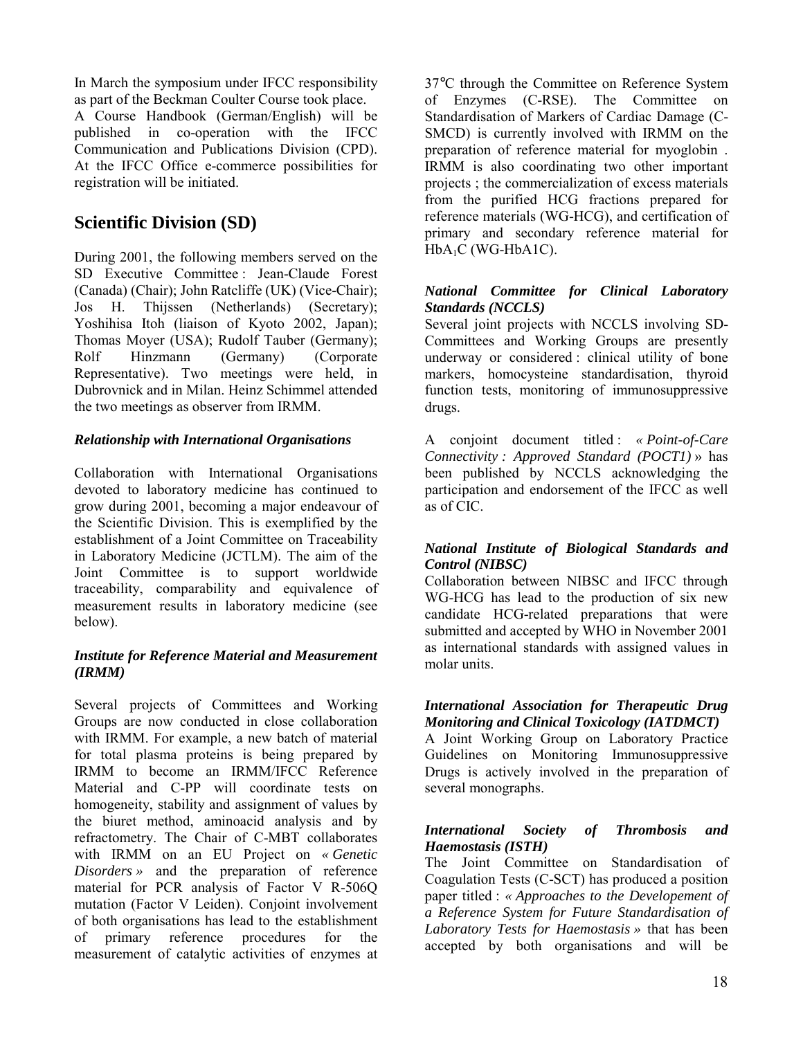In March the symposium under IFCC responsibility as part of the Beckman Coulter Course took place.
A Course Handbook (German/English) will be published in co-operation with the IFCC Communication and Publications Division (CPD). At the IFCC Office e-commerce possibilities for registration will be initiated.

## Scientific Division (SD)

During 2001, the following members served on the SD Executive Committee : Jean-Claude Forest (Canada) (Chair); John Ratcliffe (UK) (Vice-Chair); Jos H. Thijssen (Netherlands) (Secretary); Yoshihisa Itoh (liaison of Kyoto 2002, Japan); Thomas Moyer (USA); Rudolf Tauber (Germany); Rolf Hinzmann (Germany) (Corporate Representative). Two meetings were held, in Dubrovnick and in Milan. Heinz Schimmel attended the two meetings as observer from IRMM.

### *Relationship with International Organisations*

Collaboration with International Organisations devoted to laboratory medicine has continued to grow during 2001, becoming a major endeavour of the Scientific Division. This is exemplified by the establishment of a Joint Committee on Traceability in Laboratory Medicine (JCTLM). The aim of the Joint Committee is to support worldwide traceability, comparability and equivalence of measurement results in laboratory medicine (see below).

### *Institute for Reference Material and Measurement (IRMM)*

Several projects of Committees and Working Groups are now conducted in close collaboration with IRMM. For example, a new batch of material for total plasma proteins is being prepared by IRMM to become an IRMM/IFCC Reference Material and C-PP will coordinate tests on homogeneity, stability and assignment of values by the biuret method, aminoacid analysis and by refractometry. The Chair of C-MBT collaborates with IRMM on an EU Project on *« Genetic Disorders »* and the preparation of reference material for PCR analysis of Factor V R-506Q mutation (Factor V Leiden). Conjoint involvement of both organisations has lead to the establishment of primary reference procedures for the measurement of catalytic activities of enzymes at 37°C through the Committee on Reference System of Enzymes (C-RSE). The Committee on Standardisation of Markers of Cardiac Damage (C-SMCD) is currently involved with IRMM on the preparation of reference material for myoglobin . IRMM is also coordinating two other important projects ; the commercialization of excess materials from the purified HCG fractions prepared for reference materials (WG-HCG), and certification of primary and secondary reference material for $HbA_1C$ (WG-HbA1C).

### *National Committee for Clinical Laboratory Standards (NCCLS)*

Several joint projects with NCCLS involving SD-Committees and Working Groups are presently underway or considered : clinical utility of bone markers, homocysteine standardisation, thyroid function tests, monitoring of immunosuppressive drugs.

A conjoint document titled : *« Point-of-Care Connectivity : Approved Standard (POCT1) »* has been published by NCCLS acknowledging the participation and endorsement of the IFCC as well as of CIC.

### *National Institute of Biological Standards and Control (NIBSC)*

Collaboration between NIBSC and IFCC through WG-HCG has lead to the production of six new candidate HCG-related preparations that were submitted and accepted by WHO in November 2001 as international standards with assigned values in molar units.

### *International Association for Therapeutic Drug Monitoring and Clinical Toxicology (IATDMCT)*

A Joint Working Group on Laboratory Practice Guidelines on Monitoring Immunosuppressive Drugs is actively involved in the preparation of several monographs.

### *International Society of Thrombosis and Haemostasis (ISTH)*

The Joint Committee on Standardisation of Coagulation Tests (C-SCT) has produced a position paper titled : *« Approaches to the Developement of a Reference System for Future Standardisation of Laboratory Tests for Haemostasis »* that has been accepted by both organisations and will be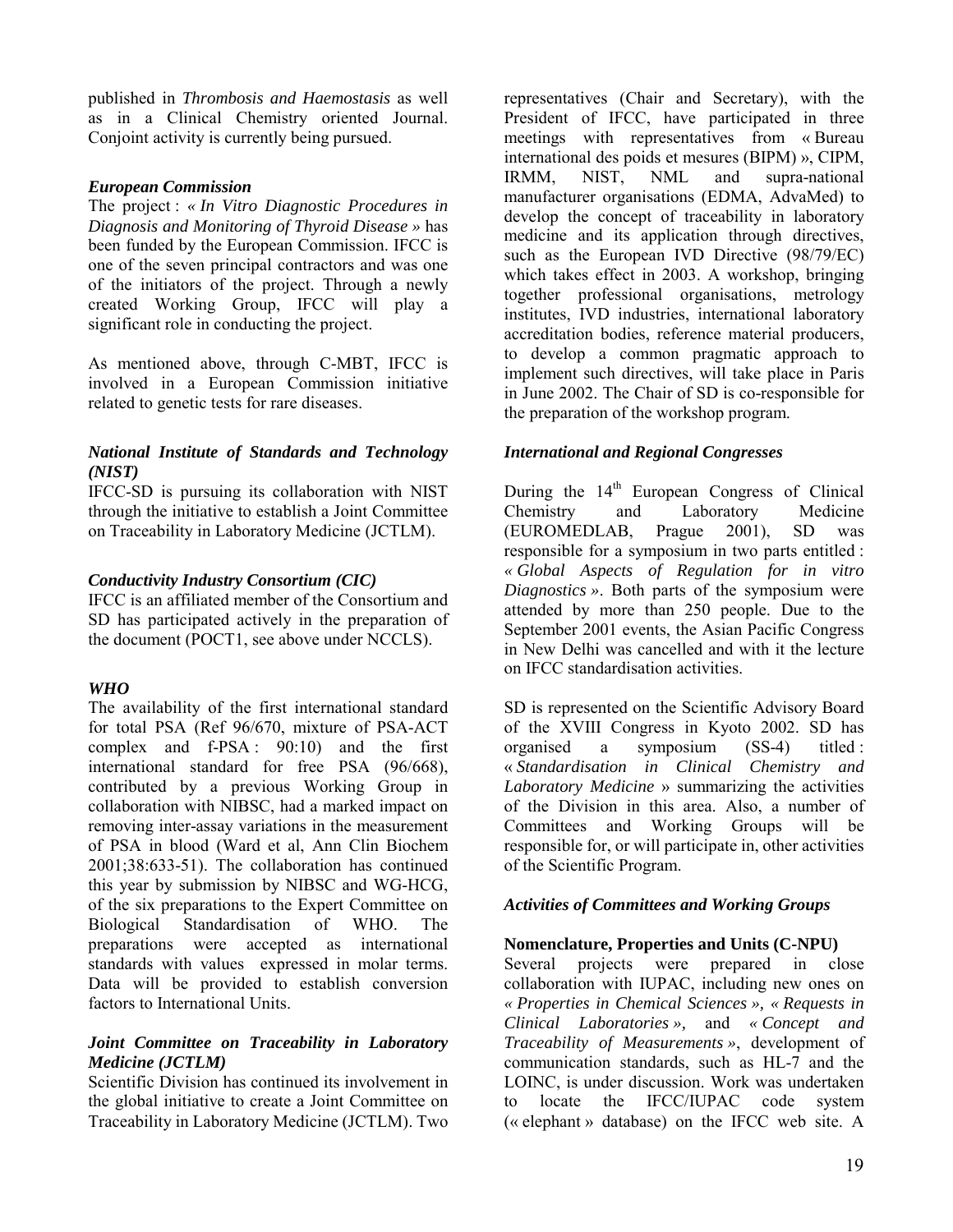published in *Thrombosis and Haemostasis* as well as in a Clinical Chemistry oriented Journal. Conjoint activity is currently being pursued.

### *European Commission*

The project : *« In Vitro Diagnostic Procedures in Diagnosis and Monitoring of Thyroid Disease »* has been funded by the European Commission. IFCC is one of the seven principal contractors and was one of the initiators of the project. Through a newly created Working Group, IFCC will play a significant role in conducting the project.

As mentioned above, through C-MBT, IFCC is involved in a European Commission initiative related to genetic tests for rare diseases.

### *National Institute of Standards and Technology (NIST)*

IFCC-SD is pursuing its collaboration with NIST through the initiative to establish a Joint Committee on Traceability in Laboratory Medicine (JCTLM).

### *Conductivity Industry Consortium (CIC)*

IFCC is an affiliated member of the Consortium and SD has participated actively in the preparation of the document (POCT1, see above under NCCLS).

### *WHO*

The availability of the first international standard for total PSA (Ref 96/670, mixture of PSA-ACT complex and f-PSA : 90:10) and the first international standard for free PSA (96/668), contributed by a previous Working Group in collaboration with NIBSC, had a marked impact on removing inter-assay variations in the measurement of PSA in blood (Ward et al, Ann Clin Biochem 2001;38:633-51). The collaboration has continued this year by submission by NIBSC and WG-HCG, of the six preparations to the Expert Committee on Biological Standardisation of WHO. The preparations were accepted as international standards with values expressed in molar terms. Data will be provided to establish conversion factors to International Units.

### *Joint Committee on Traceability in Laboratory Medicine (JCTLM)*

Scientific Division has continued its involvement in the global initiative to create a Joint Committee on Traceability in Laboratory Medicine (JCTLM). Two representatives (Chair and Secretary), with the President of IFCC, have participated in three meetings with representatives from « Bureau international des poids et mesures (BIPM) », CIPM, IRMM, NIST, NML and supra-national manufacturer organisations (EDMA, AdvaMed) to develop the concept of traceability in laboratory medicine and its application through directives, such as the European IVD Directive (98/79/EC) which takes effect in 2003. A workshop, bringing together professional organisations, metrology institutes, IVD industries, international laboratory accreditation bodies, reference material producers, to develop a common pragmatic approach to implement such directives, will take place in Paris in June 2002. The Chair of SD is co-responsible for the preparation of the workshop program.

### *International and Regional Congresses*

During the 14th European Congress of Clinical Chemistry and Laboratory Medicine (EUROMEDLAB, Prague 2001), SD was responsible for a symposium in two parts entitled : *« Global Aspects of Regulation for in vitro Diagnostics »*. Both parts of the symposium were attended by more than 250 people. Due to the September 2001 events, the Asian Pacific Congress in New Delhi was cancelled and with it the lecture on IFCC standardisation activities.

SD is represented on the Scientific Advisory Board of the XVIII Congress in Kyoto 2002. SD has organised a symposium (SS-4) titled : *« Standardisation in Clinical Chemistry and Laboratory Medicine »* summarizing the activities of the Division in this area. Also, a number of Committees and Working Groups will be responsible for, or will participate in, other activities of the Scientific Program.

### *Activities of Committees and Working Groups*

**Nomenclature, Properties and Units (C-NPU)**

Several projects were prepared in close collaboration with IUPAC, including new ones on *« Properties in Chemical Sciences », « Requests in Clinical Laboratories »,* and *« Concept and Traceability of Measurements »*, development of communication standards, such as HL-7 and the LOINC, is under discussion. Work was undertaken to locate the IFCC/IUPAC code system (« elephant » database) on the IFCC web site. A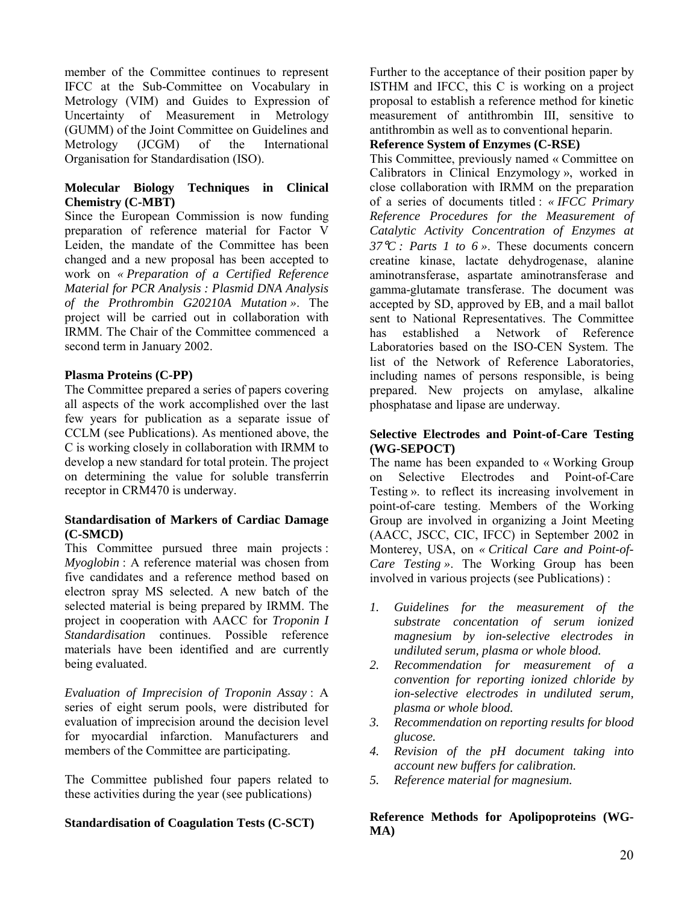member of the Committee continues to represent IFCC at the Sub-Committee on Vocabulary in Metrology (VIM) and Guides to Expression of Uncertainty of Measurement in Metrology (GUMM) of the Joint Committee on Guidelines and Metrology (JCGM) of the International Organisation for Standardisation (ISO).

**Molecular Biology Techniques in Clinical Chemistry (C-MBT)**

Since the European Commission is now funding preparation of reference material for Factor V Leiden, the mandate of the Committee has been changed and a new proposal has been accepted to work on *« Preparation of a Certified Reference Material for PCR Analysis : Plasmid DNA Analysis of the Prothrombin G20210A Mutation »*. The project will be carried out in collaboration with IRMM. The Chair of the Committee commenced a second term in January 2002.

**Plasma Proteins (C-PP)**

The Committee prepared a series of papers covering all aspects of the work accomplished over the last few years for publication as a separate issue of CCLM (see Publications). As mentioned above, the C is working closely in collaboration with IRMM to develop a new standard for total protein. The project on determining the value for soluble transferrin receptor in CRM470 is underway.

**Standardisation of Markers of Cardiac Damage (C-SMCD)**

This Committee pursued three main projects : *Myoglobin* : A reference material was chosen from five candidates and a reference method based on electron spray MS selected. A new batch of the selected material is being prepared by IRMM. The project in cooperation with AACC for *Troponin I Standardisation* continues. Possible reference materials have been identified and are currently being evaluated.

*Evaluation of Imprecision of Troponin Assay* : A series of eight serum pools, were distributed for evaluation of imprecision around the decision level for myocardial infarction. Manufacturers and members of the Committee are participating.

The Committee published four papers related to these activities during the year (see publications)

**Standardisation of Coagulation Tests (C-SCT)**

Further to the acceptance of their position paper by ISTHM and IFCC, this C is working on a project proposal to establish a reference method for kinetic measurement of antithrombin III, sensitive to antithrombin as well as to conventional heparin.

**Reference System of Enzymes (C-RSE)**

This Committee, previously named « Committee on Calibrators in Clinical Enzymology », worked in close collaboration with IRMM on the preparation of a series of documents titled : *« IFCC Primary Reference Procedures for the Measurement of Catalytic Activity Concentration of Enzymes at 37°C : Parts 1 to 6 »*. These documents concern creatine kinase, lactate dehydrogenase, alanine aminotransferase, aspartate aminotransferase and gamma-glutamate transferase. The document was accepted by SD, approved by EB, and a mail ballot sent to National Representatives. The Committee has established a Network of Reference Laboratories based on the ISO-CEN System. The list of the Network of Reference Laboratories, including names of persons responsible, is being prepared. New projects on amylase, alkaline phosphatase and lipase are underway.

**Selective Electrodes and Point-of-Care Testing (WG-SEPOCT)**

The name has been expanded to « Working Group on Selective Electrodes and Point-of-Care Testing ». to reflect its increasing involvement in point-of-care testing. Members of the Working Group are involved in organizing a Joint Meeting (AACC, JSCC, CIC, IFCC) in September 2002 in Monterey, USA, on *« Critical Care and Point-of-Care Testing »*. The Working Group has been involved in various projects (see Publications) :

1. *Guidelines for the measurement of the substrate concentation of serum ionized magnesium by ion-selective electrodes in undiluted serum, plasma or whole blood.*
2. *Recommendation for measurement of a convention for reporting ionized chloride by ion-selective electrodes in undiluted serum, plasma or whole blood.*
3. *Recommendation on reporting results for blood glucose.*
4. *Revision of the pH document taking into account new buffers for calibration.*
5. *Reference material for magnesium.*

**Reference Methods for Apolipoproteins (WG-MA)**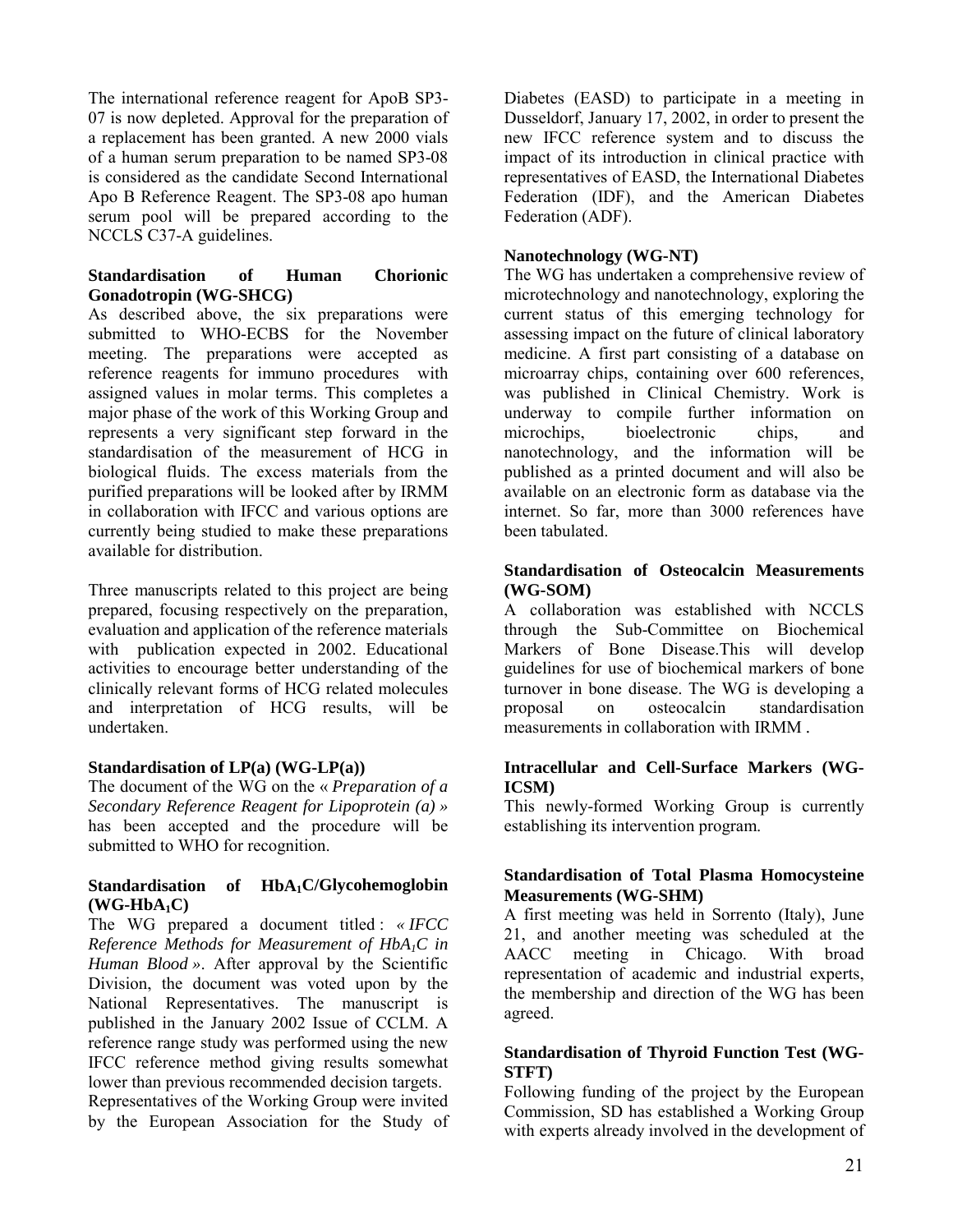The international reference reagent for ApoB SP3-07 is now depleted. Approval for the preparation of a replacement has been granted. A new 2000 vials of a human serum preparation to be named SP3-08 is considered as the candidate Second International Apo B Reference Reagent. The SP3-08 apo human serum pool will be prepared according to the NCCLS C37-A guidelines.

**Standardisation of Human Chorionic Gonadotropin (WG-SHCG)**

As described above, the six preparations were submitted to WHO-ECBS for the November meeting. The preparations were accepted as reference reagents for immuno procedures with assigned values in molar terms. This completes a major phase of the work of this Working Group and represents a very significant step forward in the standardisation of the measurement of HCG in biological fluids. The excess materials from the purified preparations will be looked after by IRMM in collaboration with IFCC and various options are currently being studied to make these preparations available for distribution.

Three manuscripts related to this project are being prepared, focusing respectively on the preparation, evaluation and application of the reference materials with publication expected in 2002. Educational activities to encourage better understanding of the clinically relevant forms of HCG related molecules and interpretation of HCG results, will be undertaken.

**Standardisation of LP(a) (WG-LP(a))**

The document of the WG on the « *Preparation of a Secondary Reference Reagent for Lipoprotein (a)* » has been accepted and the procedure will be submitted to WHO for recognition.

**Standardisation of $HbA_1C$/Glycohemoglobin (WG-$HbA_1C$)**

The WG prepared a document titled : *« IFCC Reference Methods for Measurement of $HbA_1C$ in Human Blood »*. After approval by the Scientific Division, the document was voted upon by the National Representatives. The manuscript is published in the January 2002 Issue of CCLM. A reference range study was performed using the new IFCC reference method giving results somewhat lower than previous recommended decision targets.
Representatives of the Working Group were invited by the European Association for the Study of Diabetes (EASD) to participate in a meeting in Dusseldorf, January 17, 2002, in order to present the new IFCC reference system and to discuss the impact of its introduction in clinical practice with representatives of EASD, the International Diabetes Federation (IDF), and the American Diabetes Federation (ADF).

**Nanotechnology (WG-NT)**

The WG has undertaken a comprehensive review of microtechnology and nanotechnology, exploring the current status of this emerging technology for assessing impact on the future of clinical laboratory medicine. A first part consisting of a database on microarray chips, containing over 600 references, was published in Clinical Chemistry. Work is underway to compile further information on microchips, bioelectronic chips, and nanotechnology, and the information will be published as a printed document and will also be available on an electronic form as database via the internet. So far, more than 3000 references have been tabulated.

**Standardisation of Osteocalcin Measurements (WG-SOM)**

A collaboration was established with NCCLS through the Sub-Committee on Biochemical Markers of Bone Disease.This will develop guidelines for use of biochemical markers of bone turnover in bone disease. The WG is developing a proposal on osteocalcin standardisation measurements in collaboration with IRMM .

**Intracellular and Cell-Surface Markers (WG-ICSM)**

This newly-formed Working Group is currently establishing its intervention program.

**Standardisation of Total Plasma Homocysteine Measurements (WG-SHM)**

A first meeting was held in Sorrento (Italy), June 21, and another meeting was scheduled at the AACC meeting in Chicago. With broad representation of academic and industrial experts, the membership and direction of the WG has been agreed.

**Standardisation of Thyroid Function Test (WG-STFT)**

Following funding of the project by the European Commission, SD has established a Working Group with experts already involved in the development of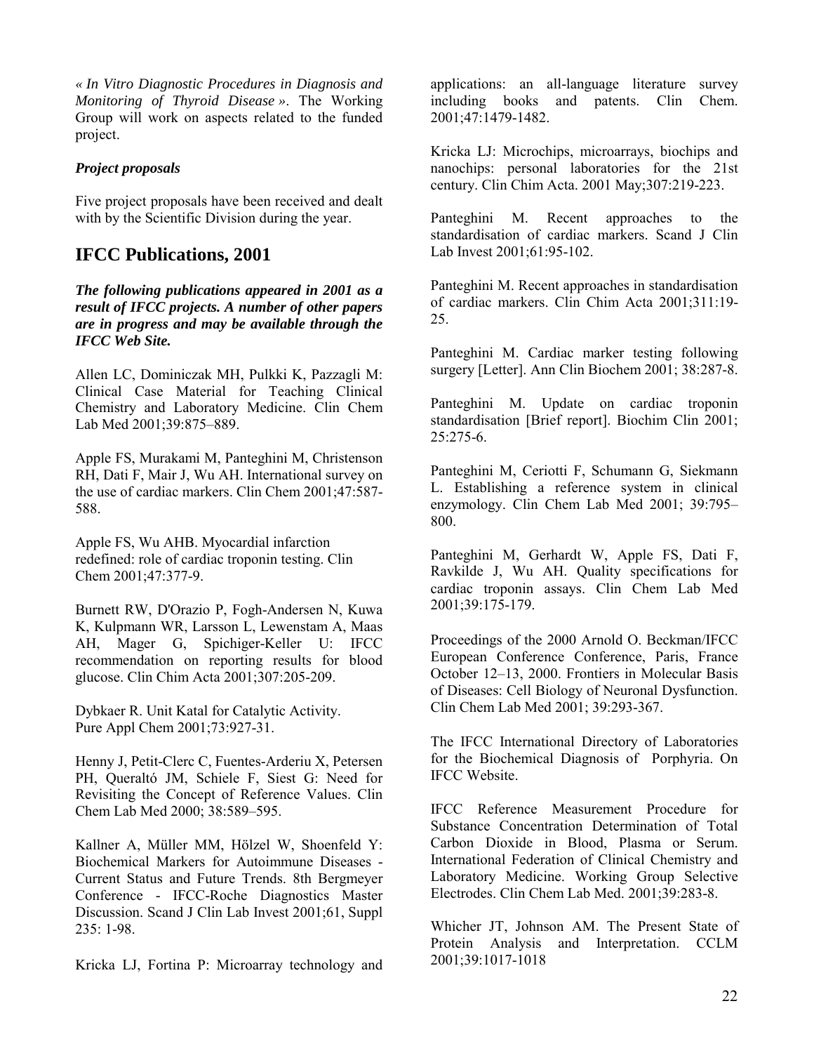*« In Vitro Diagnostic Procedures in Diagnosis and Monitoring of Thyroid Disease »*. The Working Group will work on aspects related to the funded project.

***Project proposals***

Five project proposals have been received and dealt with by the Scientific Division during the year.

## IFCC Publications, 2001

***The following publications appeared in 2001 as a result of IFCC projects. A number of other papers are in progress and may be available through the IFCC Web Site.***

Allen LC, Dominiczak MH, Pulkki K, Pazzagli M: Clinical Case Material for Teaching Clinical Chemistry and Laboratory Medicine. Clin Chem Lab Med 2001;39:875–889.

Apple FS, Murakami M, Panteghini M, Christenson RH, Dati F, Mair J, Wu AH. International survey on the use of cardiac markers. Clin Chem 2001;47:587-588.

Apple FS, Wu AHB. Myocardial infarction redefined: role of cardiac troponin testing. Clin Chem 2001;47:377-9.

Burnett RW, D'Orazio P, Fogh-Andersen N, Kuwa K, Kulpmann WR, Larsson L, Lewenstam A, Maas AH, Mager G, Spichiger-Keller U: IFCC recommendation on reporting results for blood glucose. Clin Chim Acta 2001;307:205-209.

Dybkaer R. Unit Katal for Catalytic Activity. Pure Appl Chem 2001;73:927-31.

Henny J, Petit-Clerc C, Fuentes-Arderiu X, Petersen PH, Queraltó JM, Schiele F, Siest G: Need for Revisiting the Concept of Reference Values. Clin Chem Lab Med 2000; 38:589–595.

Kallner A, Müller MM, Hölzel W, Shoenfeld Y: Biochemical Markers for Autoimmune Diseases - Current Status and Future Trends. 8th Bergmeyer Conference - IFCC-Roche Diagnostics Master Discussion. Scand J Clin Lab Invest 2001;61, Suppl 235: 1-98.

Kricka LJ, Fortina P: Microarray technology and applications: an all-language literature survey including books and patents. Clin Chem. 2001;47:1479-1482.

Kricka LJ: Microchips, microarrays, biochips and nanochips: personal laboratories for the 21st century. Clin Chim Acta. 2001 May;307:219-223.

Panteghini M. Recent approaches to the standardisation of cardiac markers. Scand J Clin Lab Invest 2001;61:95-102.

Panteghini M. Recent approaches in standardisation of cardiac markers. Clin Chim Acta 2001;311:19-25.

Panteghini M. Cardiac marker testing following surgery [Letter]. Ann Clin Biochem 2001; 38:287-8.

Panteghini M. Update on cardiac troponin standardisation [Brief report]. Biochim Clin 2001; 25:275-6.

Panteghini M, Ceriotti F, Schumann G, Siekmann L. Establishing a reference system in clinical enzymology. Clin Chem Lab Med 2001; 39:795–800.

Panteghini M, Gerhardt W, Apple FS, Dati F, Ravkilde J, Wu AH. Quality specifications for cardiac troponin assays. Clin Chem Lab Med 2001;39:175-179.

Proceedings of the 2000 Arnold O. Beckman/IFCC European Conference Conference, Paris, France October 12–13, 2000. Frontiers in Molecular Basis of Diseases: Cell Biology of Neuronal Dysfunction. Clin Chem Lab Med 2001; 39:293-367.

The IFCC International Directory of Laboratories for the Biochemical Diagnosis of Porphyria. On IFCC Website.

IFCC Reference Measurement Procedure for Substance Concentration Determination of Total Carbon Dioxide in Blood, Plasma or Serum. International Federation of Clinical Chemistry and Laboratory Medicine. Working Group Selective Electrodes. Clin Chem Lab Med. 2001;39:283-8.

Whicher JT, Johnson AM. The Present State of Protein Analysis and Interpretation. CCLM 2001;39:1017-1018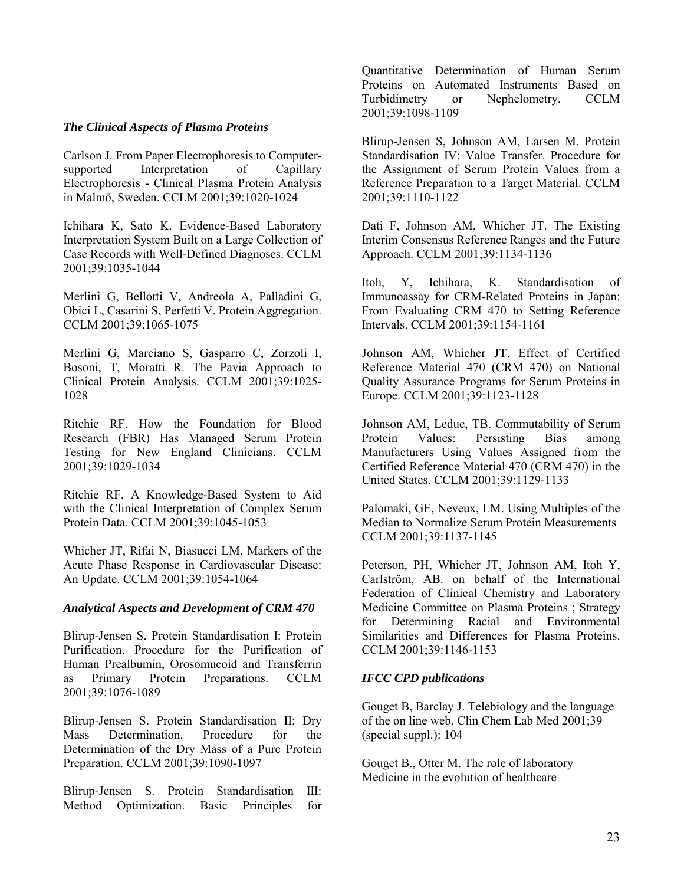### *The Clinical Aspects of Plasma Proteins*

Carlson J. From Paper Electrophoresis to Computer-supported Interpretation of Capillary Electrophoresis - Clinical Plasma Protein Analysis in Malmö, Sweden. CCLM 2001;39:1020-1024

Ichihara K, Sato K. Evidence-Based Laboratory Interpretation System Built on a Large Collection of Case Records with Well-Defined Diagnoses. CCLM 2001;39:1035-1044

Merlini G, Bellotti V, Andreola A, Palladini G, Obici L, Casarini S, Perfetti V. Protein Aggregation. CCLM 2001;39:1065-1075

Merlini G, Marciano S, Gasparro C, Zorzoli I, Bosoni, T, Moratti R. The Pavia Approach to Clinical Protein Analysis. CCLM 2001;39:1025-1028

Ritchie RF. How the Foundation for Blood Research (FBR) Has Managed Serum Protein Testing for New England Clinicians. CCLM 2001;39:1029-1034

Ritchie RF. A Knowledge-Based System to Aid with the Clinical Interpretation of Complex Serum Protein Data. CCLM 2001;39:1045-1053

Whicher JT, Rifai N, Biasucci LM. Markers of the Acute Phase Response in Cardiovascular Disease: An Update. CCLM 2001;39:1054-1064

### *Analytical Aspects and Development of CRM 470*

Blirup-Jensen S. Protein Standardisation I: Protein Purification. Procedure for the Purification of Human Prealbumin, Orosomucoid and Transferrin as Primary Protein Preparations. CCLM 2001;39:1076-1089

Blirup-Jensen S. Protein Standardisation II: Dry Mass Determination. Procedure for the Determination of the Dry Mass of a Pure Protein Preparation. CCLM 2001;39:1090-1097

Blirup-Jensen S. Protein Standardisation III: Method Optimization. Basic Principles for Quantitative Determination of Human Serum Proteins on Automated Instruments Based on Turbidimetry or Nephelometry. CCLM 2001;39:1098-1109

Blirup-Jensen S, Johnson AM, Larsen M. Protein Standardisation IV: Value Transfer. Procedure for the Assignment of Serum Protein Values from a Reference Preparation to a Target Material. CCLM 2001;39:1110-1122

Dati F, Johnson AM, Whicher JT. The Existing Interim Consensus Reference Ranges and the Future Approach. CCLM 2001;39:1134-1136

Itoh, Y, Ichihara, K. Standardisation of Immunoassay for CRM-Related Proteins in Japan: From Evaluating CRM 470 to Setting Reference Intervals. CCLM 2001;39:1154-1161

Johnson AM, Whicher JT. Effect of Certified Reference Material 470 (CRM 470) on National Quality Assurance Programs for Serum Proteins in Europe. CCLM 2001;39:1123-1128

Johnson AM, Ledue, TB. Commutability of Serum Protein Values: Persisting Bias among Manufacturers Using Values Assigned from the Certified Reference Material 470 (CRM 470) in the United States. CCLM 2001;39:1129-1133

Palomaki, GE, Neveux, LM. Using Multiples of the Median to Normalize Serum Protein Measurements CCLM 2001;39:1137-1145

Peterson, PH, Whicher JT, Johnson AM, Itoh Y, Carlström, AB. on behalf of the International Federation of Clinical Chemistry and Laboratory Medicine Committee on Plasma Proteins ; Strategy for Determining Racial and Environmental Similarities and Differences for Plasma Proteins. CCLM 2001;39:1146-1153

### *IFCC CPD publications*

Gouget B, Barclay J. Telebiology and the language of the on line web. Clin Chem Lab Med 2001;39 (special suppl.): 104

Gouget B., Otter M. The role of laboratory Medicine in the evolution of healthcare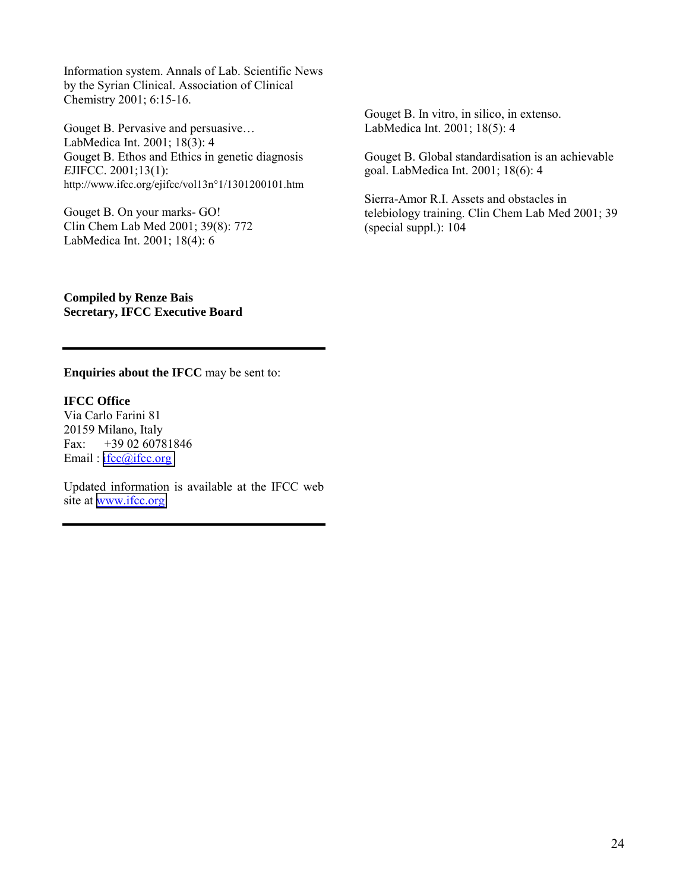Information system. Annals of Lab. Scientific News by the Syrian Clinical. Association of Clinical Chemistry 2001; 6:15-16.

Gouget B. Pervasive and persuasive… LabMedica Int. 2001; 18(3): 4

Gouget B. Ethos and Ethics in genetic diagnosis *E*JIFCC. 2001;13(1): http://www.ifcc.org/ejifcc/vol13n°1/1301200101.htm

Gouget B. On your marks- GO!
Clin Chem Lab Med 2001; 39(8): 772
LabMedica Int. 2001; 18(4): 6

Gouget B. In vitro, in silico, in extenso. LabMedica Int. 2001; 18(5): 4

Gouget B. Global standardisation is an achievable goal. LabMedica Int. 2001; 18(6): 4

Sierra-Amor R.I. Assets and obstacles in telebiology training. Clin Chem Lab Med 2001; 39 (special suppl.): 104

**Compiled by Renze Bais**
**Secretary, IFCC Executive Board**

---

**Enquiries about the IFCC** may be sent to:

**IFCC Office**
Via Carlo Farini 81
20159 Milano, Italy
Fax: +39 02 60781846
Email : ifcc@ifcc.org

Updated information is available at the IFCC web site at www.ifcc.org

---